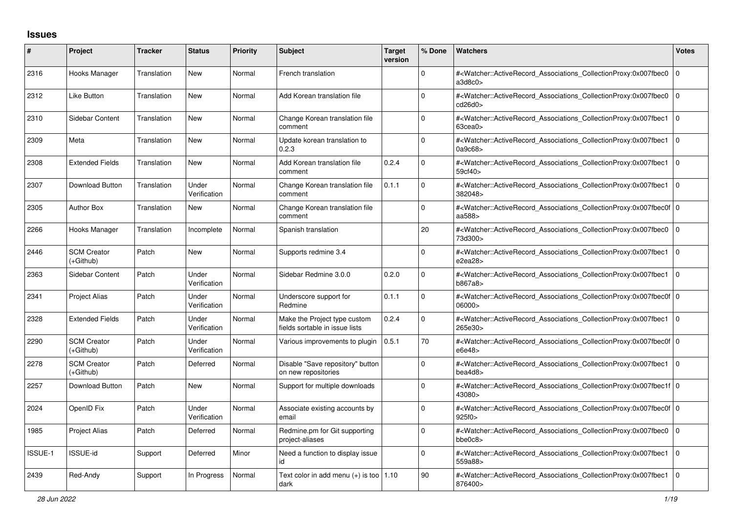## Issues

| # | Project | Tracker | Status | Priority | Subject | Target version | % Done | Watchers | Votes |
|---|---|---|---|---|---|---|---|---|---|
| 2316 | Hooks Manager | Translation | New | Normal | French translation | | 0 | #<Watcher::ActiveRecord_Associations_CollectionProxy:0x007fbec0a3d8c0> | 0 |
| 2312 | Like Button | Translation | New | Normal | Add Korean translation file | | 0 | #<Watcher::ActiveRecord_Associations_CollectionProxy:0x007fbec0cd26d0> | 0 |
| 2310 | Sidebar Content | Translation | New | Normal | Change Korean translation file comment | | 0 | #<Watcher::ActiveRecord_Associations_CollectionProxy:0x007fbec163cea0> | 0 |
| 2309 | Meta | Translation | New | Normal | Update korean translation to 0.2.3 | | 0 | #<Watcher::ActiveRecord_Associations_CollectionProxy:0x007fbec10a9c68> | 0 |
| 2308 | Extended Fields | Translation | New | Normal | Add Korean translation file comment | 0.2.4 | 0 | #<Watcher::ActiveRecord_Associations_CollectionProxy:0x007fbec159cf40> | 0 |
| 2307 | Download Button | Translation | Under Verification | Normal | Change Korean translation file comment | 0.1.1 | 0 | #<Watcher::ActiveRecord_Associations_CollectionProxy:0x007fbec1382048> | 0 |
| 2305 | Author Box | Translation | New | Normal | Change Korean translation file comment | | 0 | #<Watcher::ActiveRecord_Associations_CollectionProxy:0x007fbec0faa588> | 0 |
| 2266 | Hooks Manager | Translation | Incomplete | Normal | Spanish translation | | 20 | #<Watcher::ActiveRecord_Associations_CollectionProxy:0x007fbec073d300> | 0 |
| 2446 | SCM Creator (+Github) | Patch | New | Normal | Supports redmine 3.4 | | 0 | #<Watcher::ActiveRecord_Associations_CollectionProxy:0x007fbec1e2ea28> | 0 |
| 2363 | Sidebar Content | Patch | Under Verification | Normal | Sidebar Redmine 3.0.0 | 0.2.0 | 0 | #<Watcher::ActiveRecord_Associations_CollectionProxy:0x007fbec1b867a8> | 0 |
| 2341 | Project Alias | Patch | Under Verification | Normal | Underscore support for Redmine | 0.1.1 | 0 | #<Watcher::ActiveRecord_Associations_CollectionProxy:0x007fbec0f06000> | 0 |
| 2328 | Extended Fields | Patch | Under Verification | Normal | Make the Project type custom fields sortable in issue lists | 0.2.4 | 0 | #<Watcher::ActiveRecord_Associations_CollectionProxy:0x007fbec1265e30> | 0 |
| 2290 | SCM Creator (+Github) | Patch | Under Verification | Normal | Various improvements to plugin | 0.5.1 | 70 | #<Watcher::ActiveRecord_Associations_CollectionProxy:0x007fbec0fe6e48> | 0 |
| 2278 | SCM Creator (+Github) | Patch | Deferred | Normal | Disable "Save repository" button on new repositories | | 0 | #<Watcher::ActiveRecord_Associations_CollectionProxy:0x007fbec1bea4d8> | 0 |
| 2257 | Download Button | Patch | New | Normal | Support for multiple downloads | | 0 | #<Watcher::ActiveRecord_Associations_CollectionProxy:0x007fbec1f43080> | 0 |
| 2024 | OpenID Fix | Patch | Under Verification | Normal | Associate existing accounts by email | | 0 | #<Watcher::ActiveRecord_Associations_CollectionProxy:0x007fbec0f925f0> | 0 |
| 1985 | Project Alias | Patch | Deferred | Normal | Redmine.pm for Git supporting project-aliases | | 0 | #<Watcher::ActiveRecord_Associations_CollectionProxy:0x007fbec0bbe0c8> | 0 |
| ISSUE-1 | ISSUE-id | Support | Deferred | Minor | Need a function to display issue id | | 0 | #<Watcher::ActiveRecord_Associations_CollectionProxy:0x007fbec1559a88> | 0 |
| 2439 | Red-Andy | Support | In Progress | Normal | Text color in add menu (+) is too dark | 1.10 | 90 | #<Watcher::ActiveRecord_Associations_CollectionProxy:0x007fbec1876400> | 0 |

*28 Jun 2022*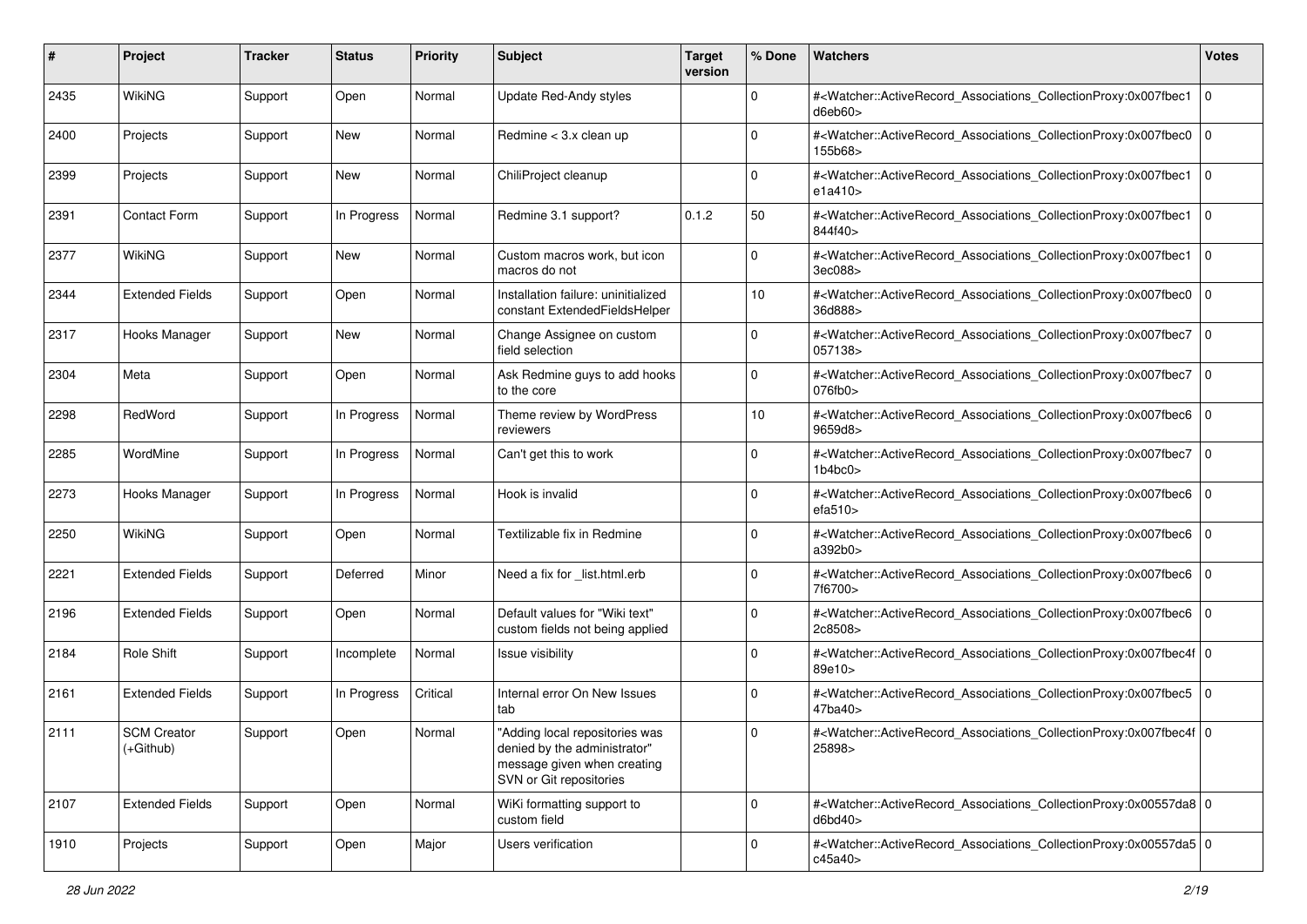| # | Project | Tracker | Status | Priority | Subject | Target version | % Done | Watchers | Votes |
|---|---|---|---|---|---|---|---|---|---|
| 2435 | WikiNG | Support | Open | Normal | Update Red-Andy styles | | 0 | #<Watcher::ActiveRecord_Associations_CollectionProxy:0x007fbec1d6eb60> | 0 |
| 2400 | Projects | Support | New | Normal | Redmine < 3.x clean up | | 0 | #<Watcher::ActiveRecord_Associations_CollectionProxy:0x007fbec0155b68> | 0 |
| 2399 | Projects | Support | New | Normal | ChiliProject cleanup | | 0 | #<Watcher::ActiveRecord_Associations_CollectionProxy:0x007fbec1e1a410> | 0 |
| 2391 | Contact Form | Support | In Progress | Normal | Redmine 3.1 support? | 0.1.2 | 50 | #<Watcher::ActiveRecord_Associations_CollectionProxy:0x007fbec1844f40> | 0 |
| 2377 | WikiNG | Support | New | Normal | Custom macros work, but icon macros do not | | 0 | #<Watcher::ActiveRecord_Associations_CollectionProxy:0x007fbec13ec088> | 0 |
| 2344 | Extended Fields | Support | Open | Normal | Installation failure: uninitialized constant ExtendedFieldsHelper | | 10 | #<Watcher::ActiveRecord_Associations_CollectionProxy:0x007fbec036d888> | 0 |
| 2317 | Hooks Manager | Support | New | Normal | Change Assignee on custom field selection | | 0 | #<Watcher::ActiveRecord_Associations_CollectionProxy:0x007fbec7057138> | 0 |
| 2304 | Meta | Support | Open | Normal | Ask Redmine guys to add hooks to the core | | 0 | #<Watcher::ActiveRecord_Associations_CollectionProxy:0x007fbec7076fb0> | 0 |
| 2298 | RedWord | Support | In Progress | Normal | Theme review by WordPress reviewers | | 10 | #<Watcher::ActiveRecord_Associations_CollectionProxy:0x007fbec69659d8> | 0 |
| 2285 | WordMine | Support | In Progress | Normal | Can't get this to work | | 0 | #<Watcher::ActiveRecord_Associations_CollectionProxy:0x007fbec71b4bc0> | 0 |
| 2273 | Hooks Manager | Support | In Progress | Normal | Hook is invalid | | 0 | #<Watcher::ActiveRecord_Associations_CollectionProxy:0x007fbec6efa510> | 0 |
| 2250 | WikiNG | Support | Open | Normal | Textilizable fix in Redmine | | 0 | #<Watcher::ActiveRecord_Associations_CollectionProxy:0x007fbec6a392b0> | 0 |
| 2221 | Extended Fields | Support | Deferred | Minor | Need a fix for _list.html.erb | | 0 | #<Watcher::ActiveRecord_Associations_CollectionProxy:0x007fbec67f6700> | 0 |
| 2196 | Extended Fields | Support | Open | Normal | Default values for "Wiki text" custom fields not being applied | | 0 | #<Watcher::ActiveRecord_Associations_CollectionProxy:0x007fbec62c8508> | 0 |
| 2184 | Role Shift | Support | Incomplete | Normal | Issue visibility | | 0 | #<Watcher::ActiveRecord_Associations_CollectionProxy:0x007fbec4f89e10> | 0 |
| 2161 | Extended Fields | Support | In Progress | Critical | Internal error On New Issues tab | | 0 | #<Watcher::ActiveRecord_Associations_CollectionProxy:0x007fbec547ba40> | 0 |
| 2111 | SCM Creator (+Github) | Support | Open | Normal | "Adding local repositories was denied by the administrator" message given when creating SVN or Git repositories | | 0 | #<Watcher::ActiveRecord_Associations_CollectionProxy:0x007fbec4f25898> | 0 |
| 2107 | Extended Fields | Support | Open | Normal | WiKi formatting support to custom field | | 0 | #<Watcher::ActiveRecord_Associations_CollectionProxy:0x00557da8d6bd40> | 0 |
| 1910 | Projects | Support | Open | Major | Users verification | | 0 | #<Watcher::ActiveRecord_Associations_CollectionProxy:0x00557da5c45a40> | 0 |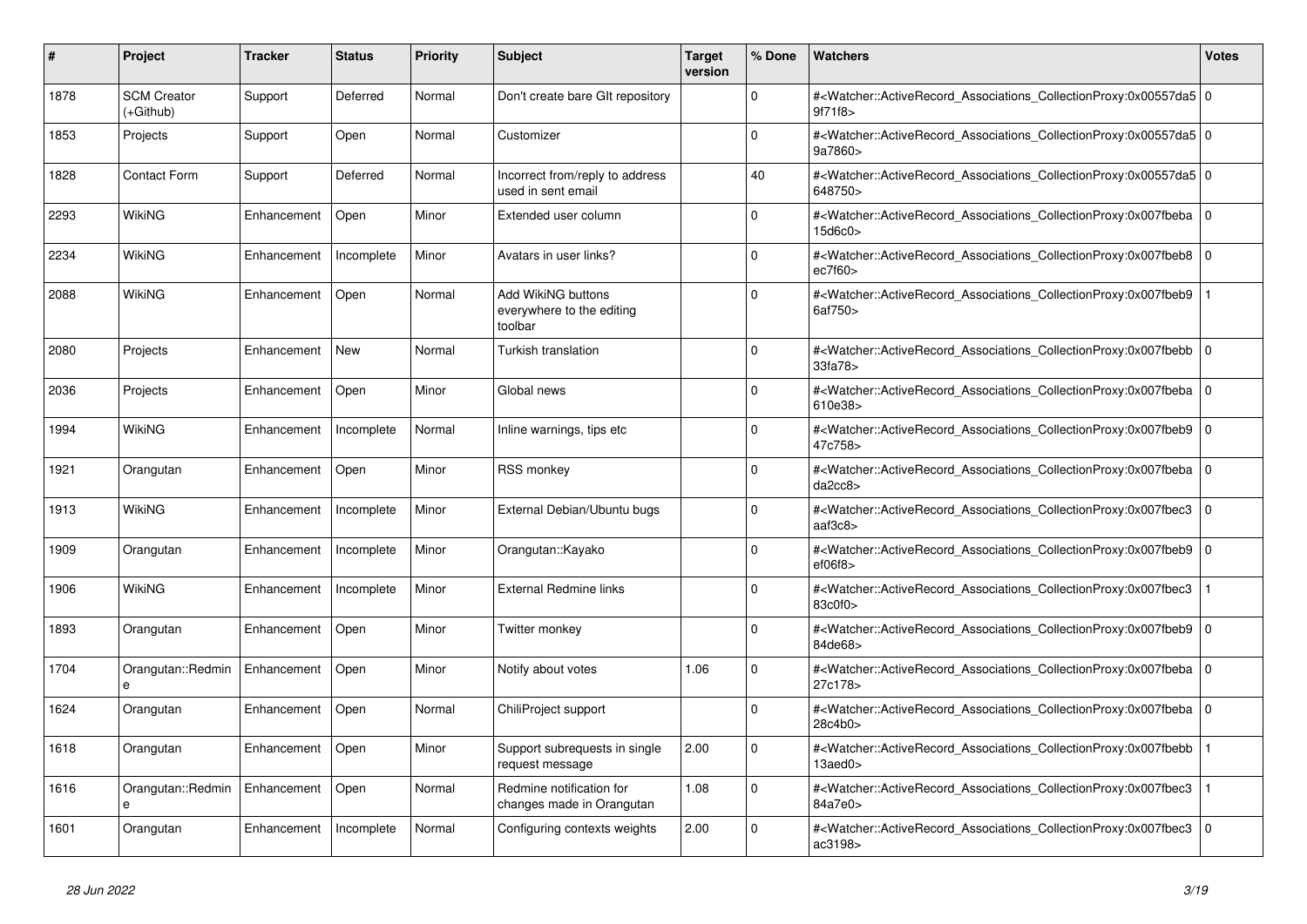| # | Project | Tracker | Status | Priority | Subject | Target version | % Done | Watchers | Votes |
|---|---|---|---|---|---|---|---|---|---|
| 1878 | SCM Creator (+Github) | Support | Deferred | Normal | Don't create bare GIt repository | | 0 | #<Watcher::ActiveRecord_Associations_CollectionProxy:0x00557da59f71f8> | 0 |
| 1853 | Projects | Support | Open | Normal | Customizer | | 0 | #<Watcher::ActiveRecord_Associations_CollectionProxy:0x00557da59a7860> | 0 |
| 1828 | Contact Form | Support | Deferred | Normal | Incorrect from/reply to address used in sent email | | 40 | #<Watcher::ActiveRecord_Associations_CollectionProxy:0x00557da5648750> | 0 |
| 2293 | WikiNG | Enhancement | Open | Minor | Extended user column | | 0 | #<Watcher::ActiveRecord_Associations_CollectionProxy:0x007fbeba15d6c0> | 0 |
| 2234 | WikiNG | Enhancement | Incomplete | Minor | Avatars in user links? | | 0 | #<Watcher::ActiveRecord_Associations_CollectionProxy:0x007fbeb8ec7f60> | 0 |
| 2088 | WikiNG | Enhancement | Open | Normal | Add WikiNG buttons everywhere to the editing toolbar | | 0 | #<Watcher::ActiveRecord_Associations_CollectionProxy:0x007fbeb96af750> | 1 |
| 2080 | Projects | Enhancement | New | Normal | Turkish translation | | 0 | #<Watcher::ActiveRecord_Associations_CollectionProxy:0x007fbebb33fa78> | 0 |
| 2036 | Projects | Enhancement | Open | Minor | Global news | | 0 | #<Watcher::ActiveRecord_Associations_CollectionProxy:0x007fbeba610e38> | 0 |
| 1994 | WikiNG | Enhancement | Incomplete | Normal | Inline warnings, tips etc | | 0 | #<Watcher::ActiveRecord_Associations_CollectionProxy:0x007fbeb947c758> | 0 |
| 1921 | Orangutan | Enhancement | Open | Minor | RSS monkey | | 0 | #<Watcher::ActiveRecord_Associations_CollectionProxy:0x007fbebada2cc8> | 0 |
| 1913 | WikiNG | Enhancement | Incomplete | Minor | External Debian/Ubuntu bugs | | 0 | #<Watcher::ActiveRecord_Associations_CollectionProxy:0x007fbec3aaf3c8> | 0 |
| 1909 | Orangutan | Enhancement | Incomplete | Minor | Orangutan::Kayako | | 0 | #<Watcher::ActiveRecord_Associations_CollectionProxy:0x007fbeb9ef06f8> | 0 |
| 1906 | WikiNG | Enhancement | Incomplete | Minor | External Redmine links | | 0 | #<Watcher::ActiveRecord_Associations_CollectionProxy:0x007fbec383c0f0> | 1 |
| 1893 | Orangutan | Enhancement | Open | Minor | Twitter monkey | | 0 | #<Watcher::ActiveRecord_Associations_CollectionProxy:0x007fbeb984de68> | 0 |
| 1704 | Orangutan::Redmine | Enhancement | Open | Minor | Notify about votes | 1.06 | 0 | #<Watcher::ActiveRecord_Associations_CollectionProxy:0x007fbeba27c178> | 0 |
| 1624 | Orangutan | Enhancement | Open | Normal | ChiliProject support | | 0 | #<Watcher::ActiveRecord_Associations_CollectionProxy:0x007fbeba28c4b0> | 0 |
| 1618 | Orangutan | Enhancement | Open | Minor | Support subrequests in single request message | 2.00 | 0 | #<Watcher::ActiveRecord_Associations_CollectionProxy:0x007fbebb13aed0> | 1 |
| 1616 | Orangutan::Redmine | Enhancement | Open | Normal | Redmine notification for changes made in Orangutan | 1.08 | 0 | #<Watcher::ActiveRecord_Associations_CollectionProxy:0x007fbec384a7e0> | 1 |
| 1601 | Orangutan | Enhancement | Incomplete | Normal | Configuring contexts weights | 2.00 | 0 | #<Watcher::ActiveRecord_Associations_CollectionProxy:0x007fbec3ac3198> | 0 |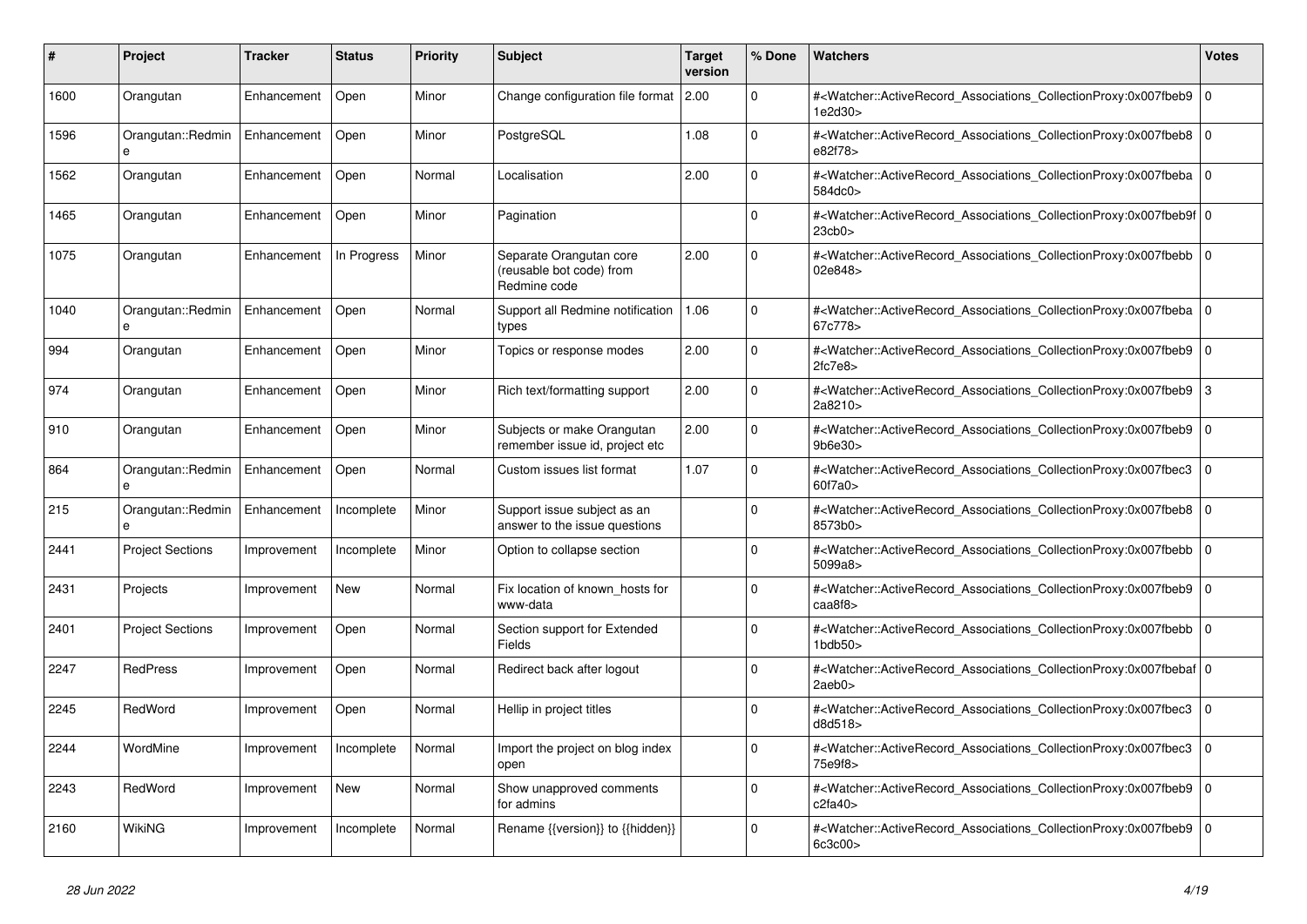| # | Project | Tracker | Status | Priority | Subject | Target version | % Done | Watchers | Votes |
|---|---|---|---|---|---|---|---|---|---|
| 1600 | Orangutan | Enhancement | Open | Minor | Change configuration file format | 2.00 | 0 | #<Watcher::ActiveRecord_Associations_CollectionProxy:0x007fbeb91e2d30> | 0 |
| 1596 | Orangutan::Redmine | Enhancement | Open | Minor | PostgreSQL | 1.08 | 0 | #<Watcher::ActiveRecord_Associations_CollectionProxy:0x007fbeb8e82f78> | 0 |
| 1562 | Orangutan | Enhancement | Open | Normal | Localisation | 2.00 | 0 | #<Watcher::ActiveRecord_Associations_CollectionProxy:0x007fbeba584dc0> | 0 |
| 1465 | Orangutan | Enhancement | Open | Minor | Pagination | | 0 | #<Watcher::ActiveRecord_Associations_CollectionProxy:0x007fbeb9f23cb0> | 0 |
| 1075 | Orangutan | Enhancement | In Progress | Minor | Separate Orangutan core (reusable bot code) from Redmine code | 2.00 | 0 | #<Watcher::ActiveRecord_Associations_CollectionProxy:0x007fbebb02e848> | 0 |
| 1040 | Orangutan::Redmine | Enhancement | Open | Normal | Support all Redmine notification types | 1.06 | 0 | #<Watcher::ActiveRecord_Associations_CollectionProxy:0x007fbeba67c778> | 0 |
| 994 | Orangutan | Enhancement | Open | Minor | Topics or response modes | 2.00 | 0 | #<Watcher::ActiveRecord_Associations_CollectionProxy:0x007fbeb92fc7e8> | 0 |
| 974 | Orangutan | Enhancement | Open | Minor | Rich text/formatting support | 2.00 | 0 | #<Watcher::ActiveRecord_Associations_CollectionProxy:0x007fbeb92a8210> | 3 |
| 910 | Orangutan | Enhancement | Open | Minor | Subjects or make Orangutan remember issue id, project etc | 2.00 | 0 | #<Watcher::ActiveRecord_Associations_CollectionProxy:0x007fbeb99b6e30> | 0 |
| 864 | Orangutan::Redmine | Enhancement | Open | Normal | Custom issues list format | 1.07 | 0 | #<Watcher::ActiveRecord_Associations_CollectionProxy:0x007fbec360f7a0> | 0 |
| 215 | Orangutan::Redmine | Enhancement | Incomplete | Minor | Support issue subject as an answer to the issue questions | | 0 | #<Watcher::ActiveRecord_Associations_CollectionProxy:0x007fbeb88573b0> | 0 |
| 2441 | Project Sections | Improvement | Incomplete | Minor | Option to collapse section | | 0 | #<Watcher::ActiveRecord_Associations_CollectionProxy:0x007fbebb5099a8> | 0 |
| 2431 | Projects | Improvement | New | Normal | Fix location of known_hosts for www-data | | 0 | #<Watcher::ActiveRecord_Associations_CollectionProxy:0x007fbeb9caa8f8> | 0 |
| 2401 | Project Sections | Improvement | Open | Normal | Section support for Extended Fields | | 0 | #<Watcher::ActiveRecord_Associations_CollectionProxy:0x007fbebb1bdb50> | 0 |
| 2247 | RedPress | Improvement | Open | Normal | Redirect back after logout | | 0 | #<Watcher::ActiveRecord_Associations_CollectionProxy:0x007fbebaf2aeb0> | 0 |
| 2245 | RedWord | Improvement | Open | Normal | Hellip in project titles | | 0 | #<Watcher::ActiveRecord_Associations_CollectionProxy:0x007fbec3d8d518> | 0 |
| 2244 | WordMine | Improvement | Incomplete | Normal | Import the project on blog index open | | 0 | #<Watcher::ActiveRecord_Associations_CollectionProxy:0x007fbec375e9f8> | 0 |
| 2243 | RedWord | Improvement | New | Normal | Show unapproved comments for admins | | 0 | #<Watcher::ActiveRecord_Associations_CollectionProxy:0x007fbeb9c2fa40> | 0 |
| 2160 | WikiNG | Improvement | Incomplete | Normal | Rename {{version}} to {{hidden}} | | 0 | #<Watcher::ActiveRecord_Associations_CollectionProxy:0x007fbeb96c3c00> | 0 |

*28 Jun 2022*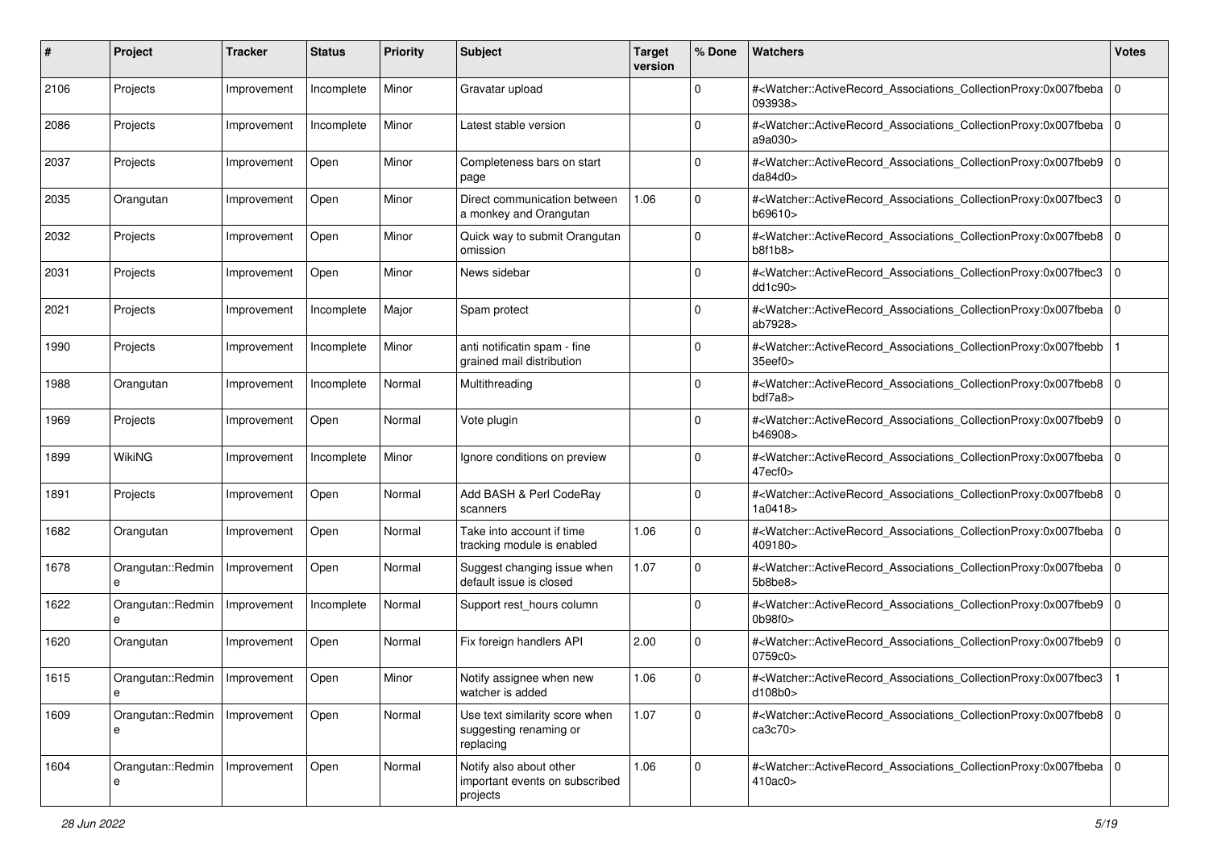| # | Project | Tracker | Status | Priority | Subject | Target version | % Done | Watchers | Votes |
|---|---|---|---|---|---|---|---|---|---|
| 2106 | Projects | Improvement | Incomplete | Minor | Gravatar upload | | 0 | #<Watcher::ActiveRecord_Associations_CollectionProxy:0x007fbeba093938> | 0 |
| 2086 | Projects | Improvement | Incomplete | Minor | Latest stable version | | 0 | #<Watcher::ActiveRecord_Associations_CollectionProxy:0x007fbeba a9a030> | 0 |
| 2037 | Projects | Improvement | Open | Minor | Completeness bars on start page | | 0 | #<Watcher::ActiveRecord_Associations_CollectionProxy:0x007fbeb9 da84d0> | 0 |
| 2035 | Orangutan | Improvement | Open | Minor | Direct communication between a monkey and Orangutan | 1.06 | 0 | #<Watcher::ActiveRecord_Associations_CollectionProxy:0x007fbec3 b69610> | 0 |
| 2032 | Projects | Improvement | Open | Minor | Quick way to submit Orangutan omission | | 0 | #<Watcher::ActiveRecord_Associations_CollectionProxy:0x007fbeb8 b8f1b8> | 0 |
| 2031 | Projects | Improvement | Open | Minor | News sidebar | | 0 | #<Watcher::ActiveRecord_Associations_CollectionProxy:0x007fbec3 dd1c90> | 0 |
| 2021 | Projects | Improvement | Incomplete | Major | Spam protect | | 0 | #<Watcher::ActiveRecord_Associations_CollectionProxy:0x007fbeba ab7928> | 0 |
| 1990 | Projects | Improvement | Incomplete | Minor | anti notificatin spam - fine grained mail distribution | | 0 | #<Watcher::ActiveRecord_Associations_CollectionProxy:0x007fbebb 35eef0> | 1 |
| 1988 | Orangutan | Improvement | Incomplete | Normal | Multithreading | | 0 | #<Watcher::ActiveRecord_Associations_CollectionProxy:0x007fbeb8 bdf7a8> | 0 |
| 1969 | Projects | Improvement | Open | Normal | Vote plugin | | 0 | #<Watcher::ActiveRecord_Associations_CollectionProxy:0x007fbeb9 b46908> | 0 |
| 1899 | WikiNG | Improvement | Incomplete | Minor | Ignore conditions on preview | | 0 | #<Watcher::ActiveRecord_Associations_CollectionProxy:0x007fbeba 47ecf0> | 0 |
| 1891 | Projects | Improvement | Open | Normal | Add BASH & Perl CodeRay scanners | | 0 | #<Watcher::ActiveRecord_Associations_CollectionProxy:0x007fbeb8 1a0418> | 0 |
| 1682 | Orangutan | Improvement | Open | Normal | Take into account if time tracking module is enabled | 1.06 | 0 | #<Watcher::ActiveRecord_Associations_CollectionProxy:0x007fbeba 409180> | 0 |
| 1678 | Orangutan::Redmine | Improvement | Open | Normal | Suggest changing issue when default issue is closed | 1.07 | 0 | #<Watcher::ActiveRecord_Associations_CollectionProxy:0x007fbeba 5b8be8> | 0 |
| 1622 | Orangutan::Redmine | Improvement | Incomplete | Normal | Support rest_hours column | | 0 | #<Watcher::ActiveRecord_Associations_CollectionProxy:0x007fbeb9 0b98f0> | 0 |
| 1620 | Orangutan | Improvement | Open | Normal | Fix foreign handlers API | 2.00 | 0 | #<Watcher::ActiveRecord_Associations_CollectionProxy:0x007fbeb9 0759c0> | 0 |
| 1615 | Orangutan::Redmine | Improvement | Open | Minor | Notify assignee when new watcher is added | 1.06 | 0 | #<Watcher::ActiveRecord_Associations_CollectionProxy:0x007fbec3 d108b0> | 1 |
| 1609 | Orangutan::Redmine | Improvement | Open | Normal | Use text similarity score when suggesting renaming or replacing | 1.07 | 0 | #<Watcher::ActiveRecord_Associations_CollectionProxy:0x007fbeb8 ca3c70> | 0 |
| 1604 | Orangutan::Redmine | Improvement | Open | Normal | Notify also about other important events on subscribed projects | 1.06 | 0 | #<Watcher::ActiveRecord_Associations_CollectionProxy:0x007fbeba 410ac0> | 0 |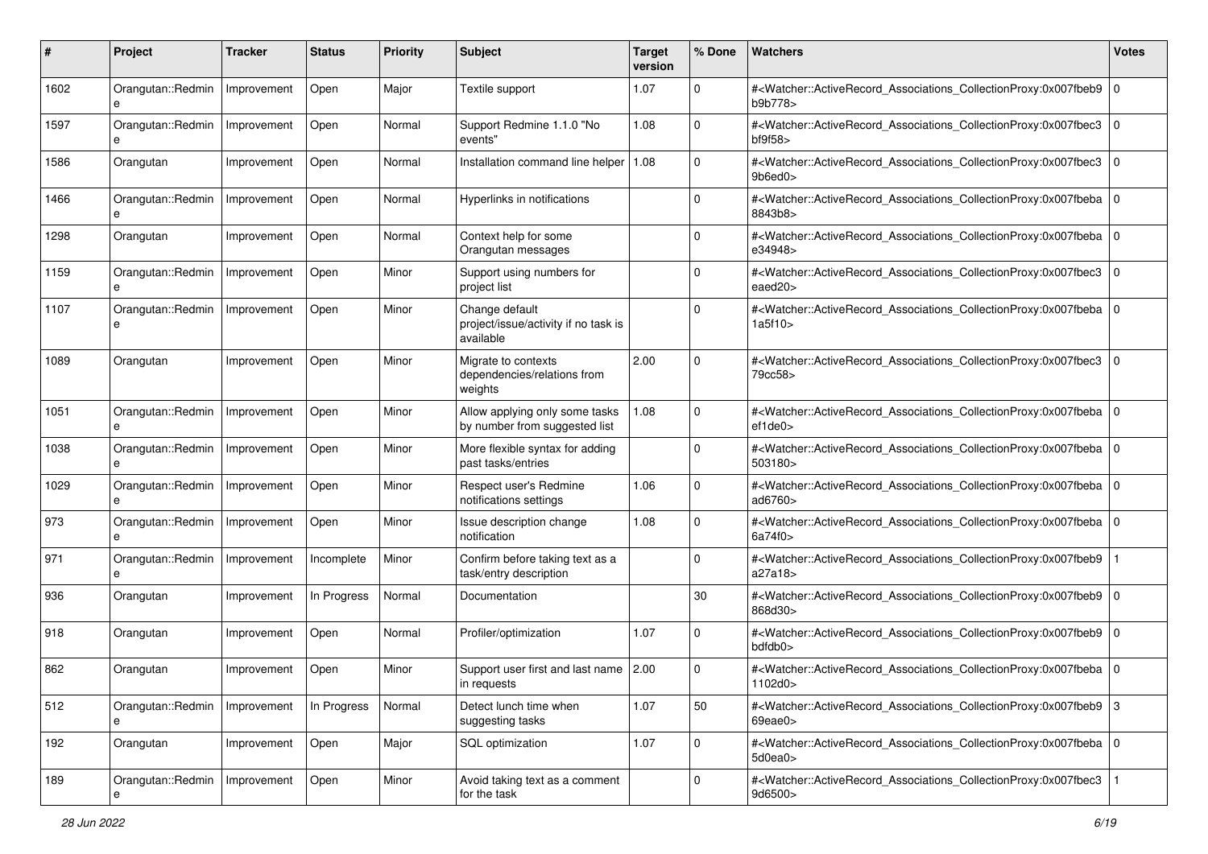| # | Project | Tracker | Status | Priority | Subject | Target version | % Done | Watchers | Votes |
|---|---|---|---|---|---|---|---|---|---|
| 1602 | Orangutan::Redmine | Improvement | Open | Major | Textile support | 1.07 | 0 | #<Watcher::ActiveRecord_Associations_CollectionProxy:0x007fbeb9b9b778> | 0 |
| 1597 | Orangutan::Redmine | Improvement | Open | Normal | Support Redmine 1.1.0 "No events" | 1.08 | 0 | #<Watcher::ActiveRecord_Associations_CollectionProxy:0x007fbec3bf9f58> | 0 |
| 1586 | Orangutan | Improvement | Open | Normal | Installation command line helper | 1.08 | 0 | #<Watcher::ActiveRecord_Associations_CollectionProxy:0x007fbec39b6ed0> | 0 |
| 1466 | Orangutan::Redmine | Improvement | Open | Normal | Hyperlinks in notifications | | 0 | #<Watcher::ActiveRecord_Associations_CollectionProxy:0x007fbeba8843b8> | 0 |
| 1298 | Orangutan | Improvement | Open | Normal | Context help for some Orangutan messages | | 0 | #<Watcher::ActiveRecord_Associations_CollectionProxy:0x007fbebae34948> | 0 |
| 1159 | Orangutan::Redmine | Improvement | Open | Minor | Support using numbers for project list | | 0 | #<Watcher::ActiveRecord_Associations_CollectionProxy:0x007fbec3eaed20> | 0 |
| 1107 | Orangutan::Redmine | Improvement | Open | Minor | Change default project/issue/activity if no task is available | | 0 | #<Watcher::ActiveRecord_Associations_CollectionProxy:0x007fbeba1a5f10> | 0 |
| 1089 | Orangutan | Improvement | Open | Minor | Migrate to contexts dependencies/relations from weights | 2.00 | 0 | #<Watcher::ActiveRecord_Associations_CollectionProxy:0x007fbec379cc58> | 0 |
| 1051 | Orangutan::Redmine | Improvement | Open | Minor | Allow applying only some tasks by number from suggested list | 1.08 | 0 | #<Watcher::ActiveRecord_Associations_CollectionProxy:0x007fbebaef1de0> | 0 |
| 1038 | Orangutan::Redmine | Improvement | Open | Minor | More flexible syntax for adding past tasks/entries | | 0 | #<Watcher::ActiveRecord_Associations_CollectionProxy:0x007fbeba503180> | 0 |
| 1029 | Orangutan::Redmine | Improvement | Open | Minor | Respect user's Redmine notifications settings | 1.06 | 0 | #<Watcher::ActiveRecord_Associations_CollectionProxy:0x007fbebaad6760> | 0 |
| 973 | Orangutan::Redmine | Improvement | Open | Minor | Issue description change notification | 1.08 | 0 | #<Watcher::ActiveRecord_Associations_CollectionProxy:0x007fbeba6a74f0> | 0 |
| 971 | Orangutan::Redmine | Improvement | Incomplete | Minor | Confirm before taking text as a task/entry description | | 0 | #<Watcher::ActiveRecord_Associations_CollectionProxy:0x007fbeb9a27a18> | 1 |
| 936 | Orangutan | Improvement | In Progress | Normal | Documentation | | 30 | #<Watcher::ActiveRecord_Associations_CollectionProxy:0x007fbeb9868d30> | 0 |
| 918 | Orangutan | Improvement | Open | Normal | Profiler/optimization | 1.07 | 0 | #<Watcher::ActiveRecord_Associations_CollectionProxy:0x007fbeb9bdfdb0> | 0 |
| 862 | Orangutan | Improvement | Open | Minor | Support user first and last name in requests | 2.00 | 0 | #<Watcher::ActiveRecord_Associations_CollectionProxy:0x007fbeba1102d0> | 0 |
| 512 | Orangutan::Redmine | Improvement | In Progress | Normal | Detect lunch time when suggesting tasks | 1.07 | 50 | #<Watcher::ActiveRecord_Associations_CollectionProxy:0x007fbeb969eae0> | 3 |
| 192 | Orangutan | Improvement | Open | Major | SQL optimization | 1.07 | 0 | #<Watcher::ActiveRecord_Associations_CollectionProxy:0x007fbeba5d0ea0> | 0 |
| 189 | Orangutan::Redmine | Improvement | Open | Minor | Avoid taking text as a comment for the task | | 0 | #<Watcher::ActiveRecord_Associations_CollectionProxy:0x007fbec39d6500> | 1 |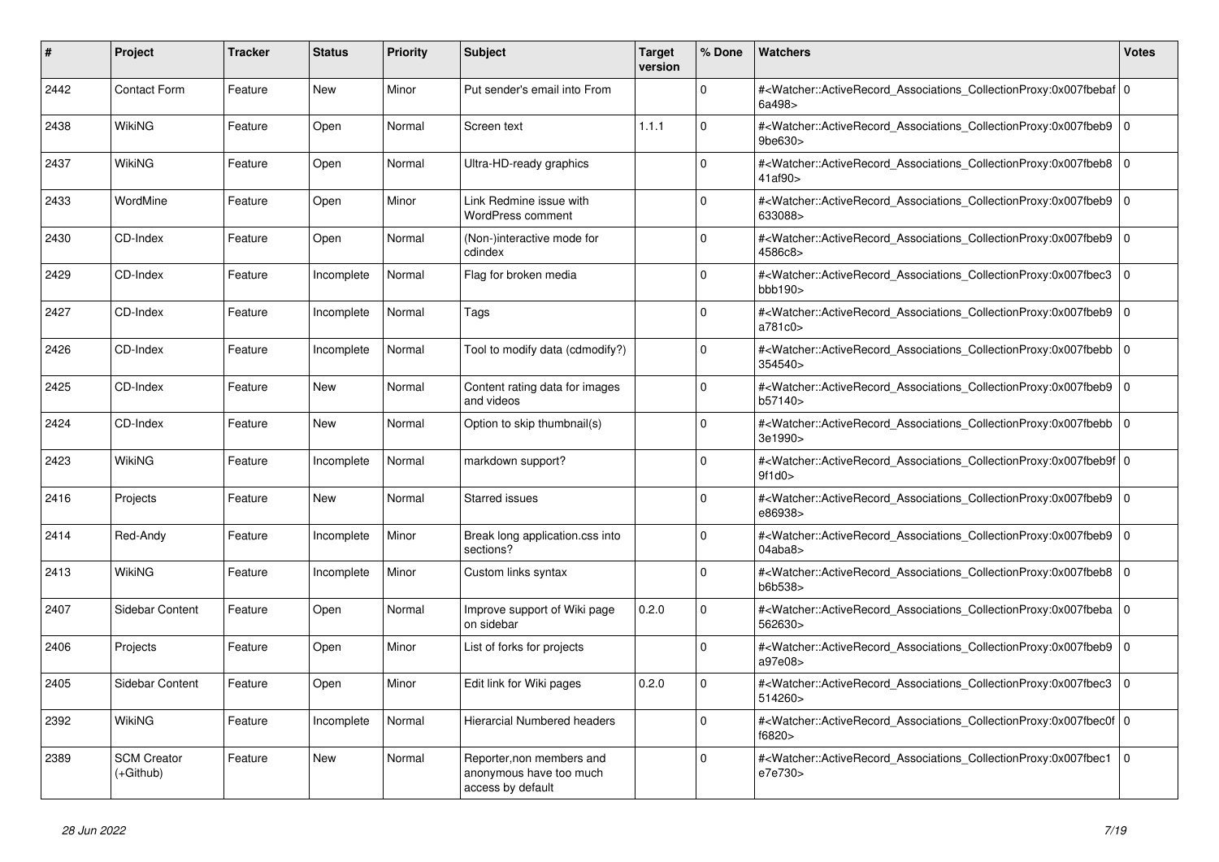| # | Project | Tracker | Status | Priority | Subject | Target version | % Done | Watchers | Votes |
|---|---|---|---|---|---|---|---|---|---|
| 2442 | Contact Form | Feature | New | Minor | Put sender's email into From | | 0 | #<Watcher::ActiveRecord_Associations_CollectionProxy:0x007fbebaf6a498> | 0 |
| 2438 | WikiNG | Feature | Open | Normal | Screen text | 1.1.1 | 0 | #<Watcher::ActiveRecord_Associations_CollectionProxy:0x007fbeb99be630> | 0 |
| 2437 | WikiNG | Feature | Open | Normal | Ultra-HD-ready graphics | | 0 | #<Watcher::ActiveRecord_Associations_CollectionProxy:0x007fbeb841af90> | 0 |
| 2433 | WordMine | Feature | Open | Minor | Link Redmine issue with WordPress comment | | 0 | #<Watcher::ActiveRecord_Associations_CollectionProxy:0x007fbeb9633088> | 0 |
| 2430 | CD-Index | Feature | Open | Normal | (Non-)interactive mode for cdindex | | 0 | #<Watcher::ActiveRecord_Associations_CollectionProxy:0x007fbeb94586c8> | 0 |
| 2429 | CD-Index | Feature | Incomplete | Normal | Flag for broken media | | 0 | #<Watcher::ActiveRecord_Associations_CollectionProxy:0x007fbec3bbb190> | 0 |
| 2427 | CD-Index | Feature | Incomplete | Normal | Tags | | 0 | #<Watcher::ActiveRecord_Associations_CollectionProxy:0x007fbeb9a781c0> | 0 |
| 2426 | CD-Index | Feature | Incomplete | Normal | Tool to modify data (cdmodify?) | | 0 | #<Watcher::ActiveRecord_Associations_CollectionProxy:0x007fbebb354540> | 0 |
| 2425 | CD-Index | Feature | New | Normal | Content rating data for images and videos | | 0 | #<Watcher::ActiveRecord_Associations_CollectionProxy:0x007fbeb9b57140> | 0 |
| 2424 | CD-Index | Feature | New | Normal | Option to skip thumbnail(s) | | 0 | #<Watcher::ActiveRecord_Associations_CollectionProxy:0x007fbebb3e1990> | 0 |
| 2423 | WikiNG | Feature | Incomplete | Normal | markdown support? | | 0 | #<Watcher::ActiveRecord_Associations_CollectionProxy:0x007fbeb9f9f1d0> | 0 |
| 2416 | Projects | Feature | New | Normal | Starred issues | | 0 | #<Watcher::ActiveRecord_Associations_CollectionProxy:0x007fbeb9e86938> | 0 |
| 2414 | Red-Andy | Feature | Incomplete | Minor | Break long application.css into sections? | | 0 | #<Watcher::ActiveRecord_Associations_CollectionProxy:0x007fbeb904aba8> | 0 |
| 2413 | WikiNG | Feature | Incomplete | Minor | Custom links syntax | | 0 | #<Watcher::ActiveRecord_Associations_CollectionProxy:0x007fbeb8b6b538> | 0 |
| 2407 | Sidebar Content | Feature | Open | Normal | Improve support of Wiki page on sidebar | 0.2.0 | 0 | #<Watcher::ActiveRecord_Associations_CollectionProxy:0x007fbeba562630> | 0 |
| 2406 | Projects | Feature | Open | Minor | List of forks for projects | | 0 | #<Watcher::ActiveRecord_Associations_CollectionProxy:0x007fbeb9a97e08> | 0 |
| 2405 | Sidebar Content | Feature | Open | Minor | Edit link for Wiki pages | 0.2.0 | 0 | #<Watcher::ActiveRecord_Associations_CollectionProxy:0x007fbec3514260> | 0 |
| 2392 | WikiNG | Feature | Incomplete | Normal | Hierarcial Numbered headers | | 0 | #<Watcher::ActiveRecord_Associations_CollectionProxy:0x007fbec0ff6820> | 0 |
| 2389 | SCM Creator (+Github) | Feature | New | Normal | Reporter,non members and anonymous have too much access by default | | 0 | #<Watcher::ActiveRecord_Associations_CollectionProxy:0x007fbec1e7e730> | 0 |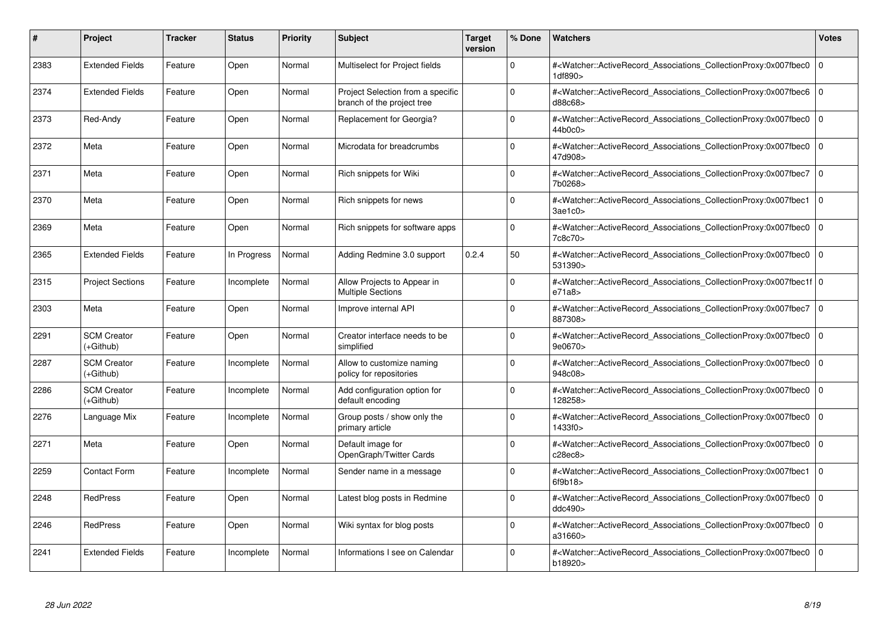| # | Project | Tracker | Status | Priority | Subject | Target version | % Done | Watchers | Votes |
|---|---|---|---|---|---|---|---|---|---|
| 2383 | Extended Fields | Feature | Open | Normal | Multiselect for Project fields | | 0 | #<Watcher::ActiveRecord_Associations_CollectionProxy:0x007fbec01df890> | 0 |
| 2374 | Extended Fields | Feature | Open | Normal | Project Selection from a specific branch of the project tree | | 0 | #<Watcher::ActiveRecord_Associations_CollectionProxy:0x007fbec6d88c68> | 0 |
| 2373 | Red-Andy | Feature | Open | Normal | Replacement for Georgia? | | 0 | #<Watcher::ActiveRecord_Associations_CollectionProxy:0x007fbec044b0c0> | 0 |
| 2372 | Meta | Feature | Open | Normal | Microdata for breadcrumbs | | 0 | #<Watcher::ActiveRecord_Associations_CollectionProxy:0x007fbec047d908> | 0 |
| 2371 | Meta | Feature | Open | Normal | Rich snippets for Wiki | | 0 | #<Watcher::ActiveRecord_Associations_CollectionProxy:0x007fbec77b0268> | 0 |
| 2370 | Meta | Feature | Open | Normal | Rich snippets for news | | 0 | #<Watcher::ActiveRecord_Associations_CollectionProxy:0x007fbec13ae1c0> | 0 |
| 2369 | Meta | Feature | Open | Normal | Rich snippets for software apps | | 0 | #<Watcher::ActiveRecord_Associations_CollectionProxy:0x007fbec07c8c70> | 0 |
| 2365 | Extended Fields | Feature | In Progress | Normal | Adding Redmine 3.0 support | 0.2.4 | 50 | #<Watcher::ActiveRecord_Associations_CollectionProxy:0x007fbec0531390> | 0 |
| 2315 | Project Sections | Feature | Incomplete | Normal | Allow Projects to Appear in Multiple Sections | | 0 | #<Watcher::ActiveRecord_Associations_CollectionProxy:0x007fbec1fe71a8> | 0 |
| 2303 | Meta | Feature | Open | Normal | Improve internal API | | 0 | #<Watcher::ActiveRecord_Associations_CollectionProxy:0x007fbec7887308> | 0 |
| 2291 | SCM Creator (+Github) | Feature | Open | Normal | Creator interface needs to be simplified | | 0 | #<Watcher::ActiveRecord_Associations_CollectionProxy:0x007fbec09e0670> | 0 |
| 2287 | SCM Creator (+Github) | Feature | Incomplete | Normal | Allow to customize naming policy for repositories | | 0 | #<Watcher::ActiveRecord_Associations_CollectionProxy:0x007fbec0948c08> | 0 |
| 2286 | SCM Creator (+Github) | Feature | Incomplete | Normal | Add configuration option for default encoding | | 0 | #<Watcher::ActiveRecord_Associations_CollectionProxy:0x007fbec0128258> | 0 |
| 2276 | Language Mix | Feature | Incomplete | Normal | Group posts / show only the primary article | | 0 | #<Watcher::ActiveRecord_Associations_CollectionProxy:0x007fbec01433f0> | 0 |
| 2271 | Meta | Feature | Open | Normal | Default image for OpenGraph/Twitter Cards | | 0 | #<Watcher::ActiveRecord_Associations_CollectionProxy:0x007fbec0c28ec8> | 0 |
| 2259 | Contact Form | Feature | Incomplete | Normal | Sender name in a message | | 0 | #<Watcher::ActiveRecord_Associations_CollectionProxy:0x007fbec16f9b18> | 0 |
| 2248 | RedPress | Feature | Open | Normal | Latest blog posts in Redmine | | 0 | #<Watcher::ActiveRecord_Associations_CollectionProxy:0x007fbec0ddc490> | 0 |
| 2246 | RedPress | Feature | Open | Normal | Wiki syntax for blog posts | | 0 | #<Watcher::ActiveRecord_Associations_CollectionProxy:0x007fbec0a31660> | 0 |
| 2241 | Extended Fields | Feature | Incomplete | Normal | Informations I see on Calendar | | 0 | #<Watcher::ActiveRecord_Associations_CollectionProxy:0x007fbec0b18920> | 0 |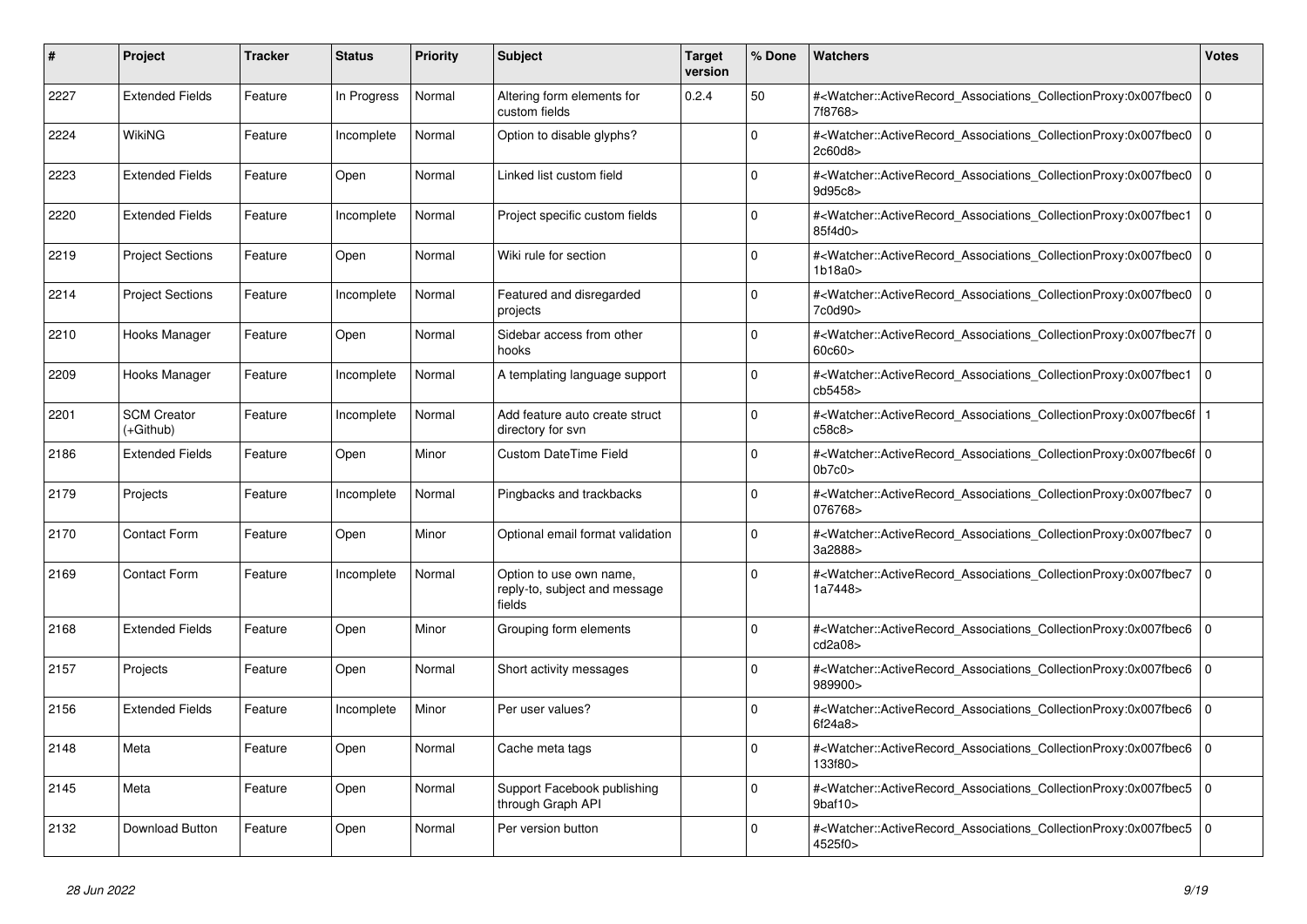| # | Project | Tracker | Status | Priority | Subject | Target version | % Done | Watchers | Votes |
|---|---|---|---|---|---|---|---|---|---|
| 2227 | Extended Fields | Feature | In Progress | Normal | Altering form elements for custom fields | 0.2.4 | 50 | #<Watcher::ActiveRecord_Associations_CollectionProxy:0x007fbec07f8768> | 0 |
| 2224 | WikiNG | Feature | Incomplete | Normal | Option to disable glyphs? | | 0 | #<Watcher::ActiveRecord_Associations_CollectionProxy:0x007fbec02c60d8> | 0 |
| 2223 | Extended Fields | Feature | Open | Normal | Linked list custom field | | 0 | #<Watcher::ActiveRecord_Associations_CollectionProxy:0x007fbec09d95c8> | 0 |
| 2220 | Extended Fields | Feature | Incomplete | Normal | Project specific custom fields | | 0 | #<Watcher::ActiveRecord_Associations_CollectionProxy:0x007fbec185f4d0> | 0 |
| 2219 | Project Sections | Feature | Open | Normal | Wiki rule for section | | 0 | #<Watcher::ActiveRecord_Associations_CollectionProxy:0x007fbec01b18a0> | 0 |
| 2214 | Project Sections | Feature | Incomplete | Normal | Featured and disregarded projects | | 0 | #<Watcher::ActiveRecord_Associations_CollectionProxy:0x007fbec07c0d90> | 0 |
| 2210 | Hooks Manager | Feature | Open | Normal | Sidebar access from other hooks | | 0 | #<Watcher::ActiveRecord_Associations_CollectionProxy:0x007fbec7f60c60> | 0 |
| 2209 | Hooks Manager | Feature | Incomplete | Normal | A templating language support | | 0 | #<Watcher::ActiveRecord_Associations_CollectionProxy:0x007fbec1cb5458> | 0 |
| 2201 | SCM Creator (+Github) | Feature | Incomplete | Normal | Add feature auto create struct directory for svn | | 0 | #<Watcher::ActiveRecord_Associations_CollectionProxy:0x007fbec6fc58c8> | 1 |
| 2186 | Extended Fields | Feature | Open | Minor | Custom DateTime Field | | 0 | #<Watcher::ActiveRecord_Associations_CollectionProxy:0x007fbec6f0b7c0> | 0 |
| 2179 | Projects | Feature | Incomplete | Normal | Pingbacks and trackbacks | | 0 | #<Watcher::ActiveRecord_Associations_CollectionProxy:0x007fbec7076768> | 0 |
| 2170 | Contact Form | Feature | Open | Minor | Optional email format validation | | 0 | #<Watcher::ActiveRecord_Associations_CollectionProxy:0x007fbec73a2888> | 0 |
| 2169 | Contact Form | Feature | Incomplete | Normal | Option to use own name, reply-to, subject and message fields | | 0 | #<Watcher::ActiveRecord_Associations_CollectionProxy:0x007fbec71a7448> | 0 |
| 2168 | Extended Fields | Feature | Open | Minor | Grouping form elements | | 0 | #<Watcher::ActiveRecord_Associations_CollectionProxy:0x007fbec6cd2a08> | 0 |
| 2157 | Projects | Feature | Open | Normal | Short activity messages | | 0 | #<Watcher::ActiveRecord_Associations_CollectionProxy:0x007fbec6989900> | 0 |
| 2156 | Extended Fields | Feature | Incomplete | Minor | Per user values? | | 0 | #<Watcher::ActiveRecord_Associations_CollectionProxy:0x007fbec66f24a8> | 0 |
| 2148 | Meta | Feature | Open | Normal | Cache meta tags | | 0 | #<Watcher::ActiveRecord_Associations_CollectionProxy:0x007fbec6133f80> | 0 |
| 2145 | Meta | Feature | Open | Normal | Support Facebook publishing through Graph API | | 0 | #<Watcher::ActiveRecord_Associations_CollectionProxy:0x007fbec59baf10> | 0 |
| 2132 | Download Button | Feature | Open | Normal | Per version button | | 0 | #<Watcher::ActiveRecord_Associations_CollectionProxy:0x007fbec54525f0> | 0 |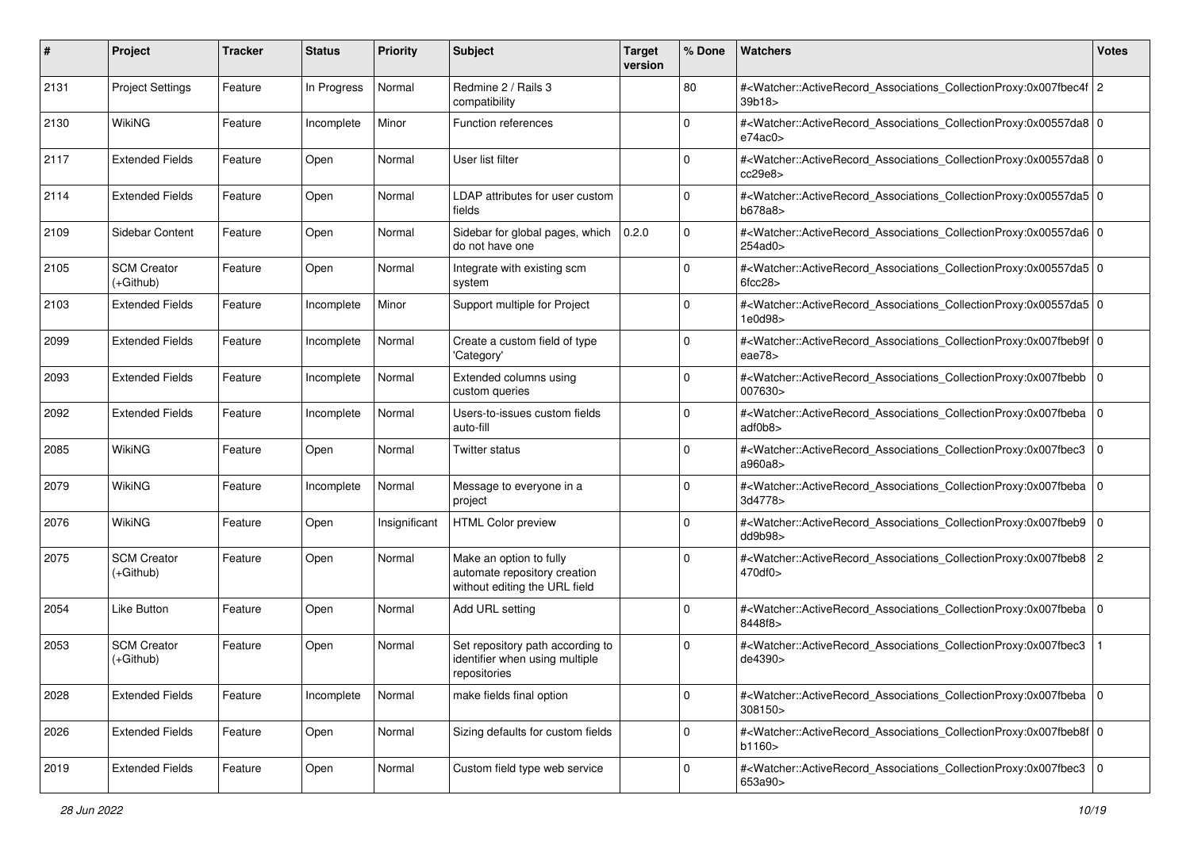| # | Project | Tracker | Status | Priority | Subject | Target version | % Done | Watchers | Votes |
|---|---|---|---|---|---|---|---|---|---|
| 2131 | Project Settings | Feature | In Progress | Normal | Redmine 2 / Rails 3 compatibility | | 80 | #<Watcher::ActiveRecord_Associations_CollectionProxy:0x007fbec4f39b18> | 2 |
| 2130 | WikiNG | Feature | Incomplete | Minor | Function references | | 0 | #<Watcher::ActiveRecord_Associations_CollectionProxy:0x00557da8e74ac0> | 0 |
| 2117 | Extended Fields | Feature | Open | Normal | User list filter | | 0 | #<Watcher::ActiveRecord_Associations_CollectionProxy:0x00557da8cc29e8> | 0 |
| 2114 | Extended Fields | Feature | Open | Normal | LDAP attributes for user custom fields | | 0 | #<Watcher::ActiveRecord_Associations_CollectionProxy:0x00557da5b678a8> | 0 |
| 2109 | Sidebar Content | Feature | Open | Normal | Sidebar for global pages, which do not have one | 0.2.0 | 0 | #<Watcher::ActiveRecord_Associations_CollectionProxy:0x00557da6254ad0> | 0 |
| 2105 | SCM Creator (+Github) | Feature | Open | Normal | Integrate with existing scm system | | 0 | #<Watcher::ActiveRecord_Associations_CollectionProxy:0x00557da56fcc28> | 0 |
| 2103 | Extended Fields | Feature | Incomplete | Minor | Support multiple for Project | | 0 | #<Watcher::ActiveRecord_Associations_CollectionProxy:0x00557da51e0d98> | 0 |
| 2099 | Extended Fields | Feature | Incomplete | Normal | Create a custom field of type 'Category' | | 0 | #<Watcher::ActiveRecord_Associations_CollectionProxy:0x007fbeb9feae78> | 0 |
| 2093 | Extended Fields | Feature | Incomplete | Normal | Extended columns using custom queries | | 0 | #<Watcher::ActiveRecord_Associations_CollectionProxy:0x007fbebb007630> | 0 |
| 2092 | Extended Fields | Feature | Incomplete | Normal | Users-to-issues custom fields auto-fill | | 0 | #<Watcher::ActiveRecord_Associations_CollectionProxy:0x007fbebaadf0b8> | 0 |
| 2085 | WikiNG | Feature | Open | Normal | Twitter status | | 0 | #<Watcher::ActiveRecord_Associations_CollectionProxy:0x007fbec3a960a8> | 0 |
| 2079 | WikiNG | Feature | Incomplete | Normal | Message to everyone in a project | | 0 | #<Watcher::ActiveRecord_Associations_CollectionProxy:0x007fbeba3d4778> | 0 |
| 2076 | WikiNG | Feature | Open | Insignificant | HTML Color preview | | 0 | #<Watcher::ActiveRecord_Associations_CollectionProxy:0x007fbeb9dd9b98> | 0 |
| 2075 | SCM Creator (+Github) | Feature | Open | Normal | Make an option to fully automate repository creation without editing the URL field | | 0 | #<Watcher::ActiveRecord_Associations_CollectionProxy:0x007fbeb8470df0> | 2 |
| 2054 | Like Button | Feature | Open | Normal | Add URL setting | | 0 | #<Watcher::ActiveRecord_Associations_CollectionProxy:0x007fbeba8448f8> | 0 |
| 2053 | SCM Creator (+Github) | Feature | Open | Normal | Set repository path according to identifier when using multiple repositories | | 0 | #<Watcher::ActiveRecord_Associations_CollectionProxy:0x007fbec3de4390> | 1 |
| 2028 | Extended Fields | Feature | Incomplete | Normal | make fields final option | | 0 | #<Watcher::ActiveRecord_Associations_CollectionProxy:0x007fbeba308150> | 0 |
| 2026 | Extended Fields | Feature | Open | Normal | Sizing defaults for custom fields | | 0 | #<Watcher::ActiveRecord_Associations_CollectionProxy:0x007fbeb8fb1160> | 0 |
| 2019 | Extended Fields | Feature | Open | Normal | Custom field type web service | | 0 | #<Watcher::ActiveRecord_Associations_CollectionProxy:0x007fbec3653a90> | 0 |

*28 Jun 2022*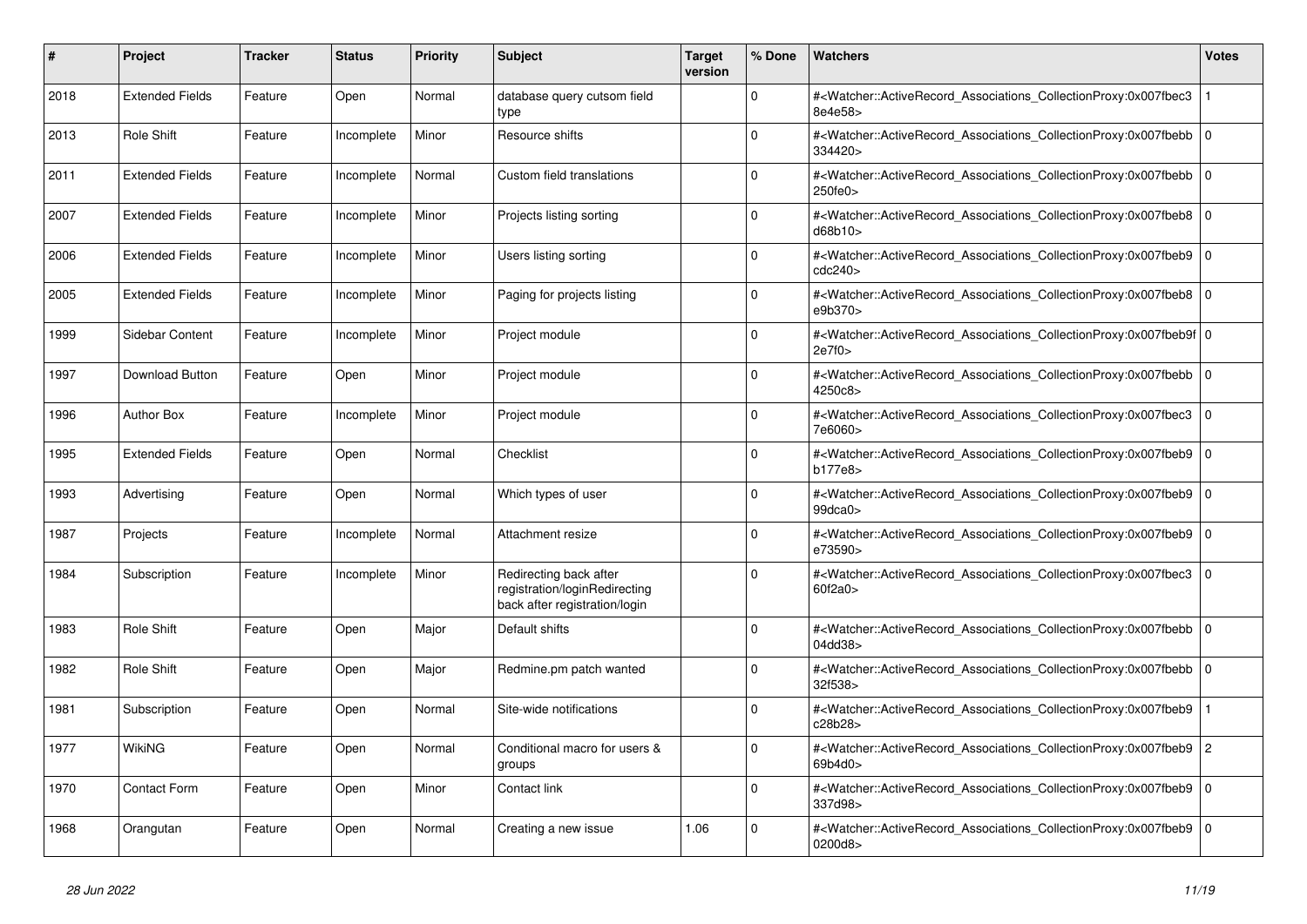| # | Project | Tracker | Status | Priority | Subject | Target version | % Done | Watchers | Votes |
|---|---|---|---|---|---|---|---|---|---|
| 2018 | Extended Fields | Feature | Open | Normal | database query cutsom field type | | 0 | #<Watcher::ActiveRecord_Associations_CollectionProxy:0x007fbec38e4e58> | 1 |
| 2013 | Role Shift | Feature | Incomplete | Minor | Resource shifts | | 0 | #<Watcher::ActiveRecord_Associations_CollectionProxy:0x007fbebb334420> | 0 |
| 2011 | Extended Fields | Feature | Incomplete | Normal | Custom field translations | | 0 | #<Watcher::ActiveRecord_Associations_CollectionProxy:0x007fbebb250fe0> | 0 |
| 2007 | Extended Fields | Feature | Incomplete | Minor | Projects listing sorting | | 0 | #<Watcher::ActiveRecord_Associations_CollectionProxy:0x007fbeb8d68b10> | 0 |
| 2006 | Extended Fields | Feature | Incomplete | Minor | Users listing sorting | | 0 | #<Watcher::ActiveRecord_Associations_CollectionProxy:0x007fbeb9cdc240> | 0 |
| 2005 | Extended Fields | Feature | Incomplete | Minor | Paging for projects listing | | 0 | #<Watcher::ActiveRecord_Associations_CollectionProxy:0x007fbeb8e9b370> | 0 |
| 1999 | Sidebar Content | Feature | Incomplete | Minor | Project module | | 0 | #<Watcher::ActiveRecord_Associations_CollectionProxy:0x007fbeb9f2e7f0> | 0 |
| 1997 | Download Button | Feature | Open | Minor | Project module | | 0 | #<Watcher::ActiveRecord_Associations_CollectionProxy:0x007fbebb4250c8> | 0 |
| 1996 | Author Box | Feature | Incomplete | Minor | Project module | | 0 | #<Watcher::ActiveRecord_Associations_CollectionProxy:0x007fbec37e6060> | 0 |
| 1995 | Extended Fields | Feature | Open | Normal | Checklist | | 0 | #<Watcher::ActiveRecord_Associations_CollectionProxy:0x007fbeb9b177e8> | 0 |
| 1993 | Advertising | Feature | Open | Normal | Which types of user | | 0 | #<Watcher::ActiveRecord_Associations_CollectionProxy:0x007fbeb999dca0> | 0 |
| 1987 | Projects | Feature | Incomplete | Normal | Attachment resize | | 0 | #<Watcher::ActiveRecord_Associations_CollectionProxy:0x007fbeb9e73590> | 0 |
| 1984 | Subscription | Feature | Incomplete | Minor | Redirecting back after registration/loginRedirecting back after registration/login | | 0 | #<Watcher::ActiveRecord_Associations_CollectionProxy:0x007fbec360f2a0> | 0 |
| 1983 | Role Shift | Feature | Open | Major | Default shifts | | 0 | #<Watcher::ActiveRecord_Associations_CollectionProxy:0x007fbebb04dd38> | 0 |
| 1982 | Role Shift | Feature | Open | Major | Redmine.pm patch wanted | | 0 | #<Watcher::ActiveRecord_Associations_CollectionProxy:0x007fbebb32f538> | 0 |
| 1981 | Subscription | Feature | Open | Normal | Site-wide notifications | | 0 | #<Watcher::ActiveRecord_Associations_CollectionProxy:0x007fbeb9c28b28> | 1 |
| 1977 | WikiNG | Feature | Open | Normal | Conditional macro for users & groups | | 0 | #<Watcher::ActiveRecord_Associations_CollectionProxy:0x007fbeb969b4d0> | 2 |
| 1970 | Contact Form | Feature | Open | Minor | Contact link | | 0 | #<Watcher::ActiveRecord_Associations_CollectionProxy:0x007fbeb9337d98> | 0 |
| 1968 | Orangutan | Feature | Open | Normal | Creating a new issue | 1.06 | 0 | #<Watcher::ActiveRecord_Associations_CollectionProxy:0x007fbeb90200d8> | 0 |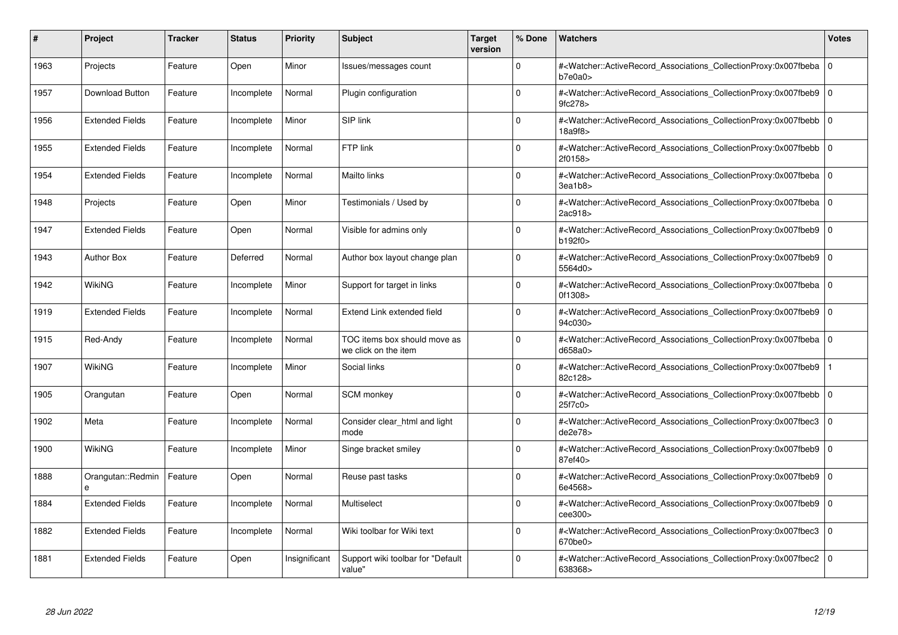| # | Project | Tracker | Status | Priority | Subject | Target version | % Done | Watchers | Votes |
|---|---|---|---|---|---|---|---|---|---|
| 1963 | Projects | Feature | Open | Minor | Issues/messages count | | 0 | #<Watcher::ActiveRecord_Associations_CollectionProxy:0x007fbeba b7e0a0> | 0 |
| 1957 | Download Button | Feature | Incomplete | Normal | Plugin configuration | | 0 | #<Watcher::ActiveRecord_Associations_CollectionProxy:0x007fbeb9 9fc278> | 0 |
| 1956 | Extended Fields | Feature | Incomplete | Minor | SIP link | | 0 | #<Watcher::ActiveRecord_Associations_CollectionProxy:0x007fbebb 18a9f8> | 0 |
| 1955 | Extended Fields | Feature | Incomplete | Normal | FTP link | | 0 | #<Watcher::ActiveRecord_Associations_CollectionProxy:0x007fbebb 2f0158> | 0 |
| 1954 | Extended Fields | Feature | Incomplete | Normal | Mailto links | | 0 | #<Watcher::ActiveRecord_Associations_CollectionProxy:0x007fbeba 3ea1b8> | 0 |
| 1948 | Projects | Feature | Open | Minor | Testimonials / Used by | | 0 | #<Watcher::ActiveRecord_Associations_CollectionProxy:0x007fbeba 2ac918> | 0 |
| 1947 | Extended Fields | Feature | Open | Normal | Visible for admins only | | 0 | #<Watcher::ActiveRecord_Associations_CollectionProxy:0x007fbeb9 b192f0> | 0 |
| 1943 | Author Box | Feature | Deferred | Normal | Author box layout change plan | | 0 | #<Watcher::ActiveRecord_Associations_CollectionProxy:0x007fbeb9 5564d0> | 0 |
| 1942 | WikiNG | Feature | Incomplete | Minor | Support for target in links | | 0 | #<Watcher::ActiveRecord_Associations_CollectionProxy:0x007fbeba 0f1308> | 0 |
| 1919 | Extended Fields | Feature | Incomplete | Normal | Extend Link extended field | | 0 | #<Watcher::ActiveRecord_Associations_CollectionProxy:0x007fbeb9 94c030> | 0 |
| 1915 | Red-Andy | Feature | Incomplete | Normal | TOC items box should move as we click on the item | | 0 | #<Watcher::ActiveRecord_Associations_CollectionProxy:0x007fbeba d658a0> | 0 |
| 1907 | WikiNG | Feature | Incomplete | Minor | Social links | | 0 | #<Watcher::ActiveRecord_Associations_CollectionProxy:0x007fbeb9 82c128> | 1 |
| 1905 | Orangutan | Feature | Open | Normal | SCM monkey | | 0 | #<Watcher::ActiveRecord_Associations_CollectionProxy:0x007fbebb 25f7c0> | 0 |
| 1902 | Meta | Feature | Incomplete | Normal | Consider clear_html and light mode | | 0 | #<Watcher::ActiveRecord_Associations_CollectionProxy:0x007fbec3 de2e78> | 0 |
| 1900 | WikiNG | Feature | Incomplete | Minor | Singe bracket smiley | | 0 | #<Watcher::ActiveRecord_Associations_CollectionProxy:0x007fbeb9 87ef40> | 0 |
| 1888 | Orangutan::Redmine | Feature | Open | Normal | Reuse past tasks | | 0 | #<Watcher::ActiveRecord_Associations_CollectionProxy:0x007fbeb9 6e4568> | 0 |
| 1884 | Extended Fields | Feature | Incomplete | Normal | Multiselect | | 0 | #<Watcher::ActiveRecord_Associations_CollectionProxy:0x007fbeb9 cee300> | 0 |
| 1882 | Extended Fields | Feature | Incomplete | Normal | Wiki toolbar for Wiki text | | 0 | #<Watcher::ActiveRecord_Associations_CollectionProxy:0x007fbec3 670be0> | 0 |
| 1881 | Extended Fields | Feature | Open | Insignificant | Support wiki toolbar for "Default value" | | 0 | #<Watcher::ActiveRecord_Associations_CollectionProxy:0x007fbec2 638368> | 0 |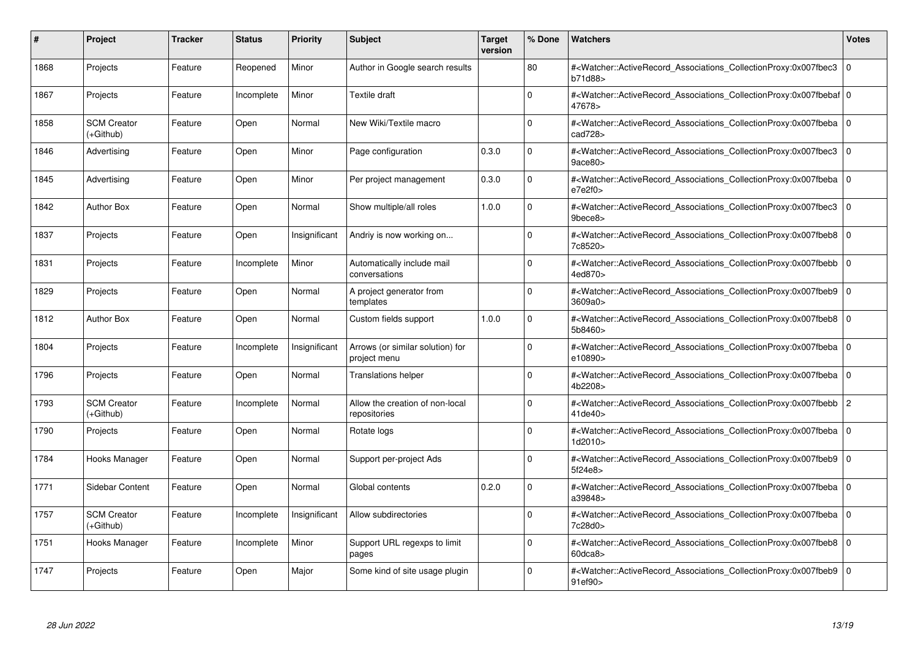| # | Project | Tracker | Status | Priority | Subject | Target version | % Done | Watchers | Votes |
|---|---|---|---|---|---|---|---|---|---|
| 1868 | Projects | Feature | Reopened | Minor | Author in Google search results | | 80 | #<Watcher::ActiveRecord_Associations_CollectionProxy:0x007fbec3b71d88> | 0 |
| 1867 | Projects | Feature | Incomplete | Minor | Textile draft | | 0 | #<Watcher::ActiveRecord_Associations_CollectionProxy:0x007fbebaf47678> | 0 |
| 1858 | SCM Creator (+Github) | Feature | Open | Normal | New Wiki/Textile macro | | 0 | #<Watcher::ActiveRecord_Associations_CollectionProxy:0x007fbebacad728> | 0 |
| 1846 | Advertising | Feature | Open | Minor | Page configuration | 0.3.0 | 0 | #<Watcher::ActiveRecord_Associations_CollectionProxy:0x007fbec39ace80> | 0 |
| 1845 | Advertising | Feature | Open | Minor | Per project management | 0.3.0 | 0 | #<Watcher::ActiveRecord_Associations_CollectionProxy:0x007fbebae7e2f0> | 0 |
| 1842 | Author Box | Feature | Open | Normal | Show multiple/all roles | 1.0.0 | 0 | #<Watcher::ActiveRecord_Associations_CollectionProxy:0x007fbec39bece8> | 0 |
| 1837 | Projects | Feature | Open | Insignificant | Andriy is now working on... | | 0 | #<Watcher::ActiveRecord_Associations_CollectionProxy:0x007fbeb87c8520> | 0 |
| 1831 | Projects | Feature | Incomplete | Minor | Automatically include mail conversations | | 0 | #<Watcher::ActiveRecord_Associations_CollectionProxy:0x007fbebb4ed870> | 0 |
| 1829 | Projects | Feature | Open | Normal | A project generator from templates | | 0 | #<Watcher::ActiveRecord_Associations_CollectionProxy:0x007fbeb93609a0> | 0 |
| 1812 | Author Box | Feature | Open | Normal | Custom fields support | 1.0.0 | 0 | #<Watcher::ActiveRecord_Associations_CollectionProxy:0x007fbeb85b8460> | 0 |
| 1804 | Projects | Feature | Incomplete | Insignificant | Arrows (or similar solution) for project menu | | 0 | #<Watcher::ActiveRecord_Associations_CollectionProxy:0x007fbebae10890> | 0 |
| 1796 | Projects | Feature | Open | Normal | Translations helper | | 0 | #<Watcher::ActiveRecord_Associations_CollectionProxy:0x007fbeba4b2208> | 0 |
| 1793 | SCM Creator (+Github) | Feature | Incomplete | Normal | Allow the creation of non-local repositories | | 0 | #<Watcher::ActiveRecord_Associations_CollectionProxy:0x007fbebb41de40> | 2 |
| 1790 | Projects | Feature | Open | Normal | Rotate logs | | 0 | #<Watcher::ActiveRecord_Associations_CollectionProxy:0x007fbeba1d2010> | 0 |
| 1784 | Hooks Manager | Feature | Open | Normal | Support per-project Ads | | 0 | #<Watcher::ActiveRecord_Associations_CollectionProxy:0x007fbeb95f24e8> | 0 |
| 1771 | Sidebar Content | Feature | Open | Normal | Global contents | 0.2.0 | 0 | #<Watcher::ActiveRecord_Associations_CollectionProxy:0x007fbebaa39848> | 0 |
| 1757 | SCM Creator (+Github) | Feature | Incomplete | Insignificant | Allow subdirectories | | 0 | #<Watcher::ActiveRecord_Associations_CollectionProxy:0x007fbeba7c28d0> | 0 |
| 1751 | Hooks Manager | Feature | Incomplete | Minor | Support URL regexps to limit pages | | 0 | #<Watcher::ActiveRecord_Associations_CollectionProxy:0x007fbeb860dca8> | 0 |
| 1747 | Projects | Feature | Open | Major | Some kind of site usage plugin | | 0 | #<Watcher::ActiveRecord_Associations_CollectionProxy:0x007fbeb991ef90> | 0 |

*28 Jun 2022*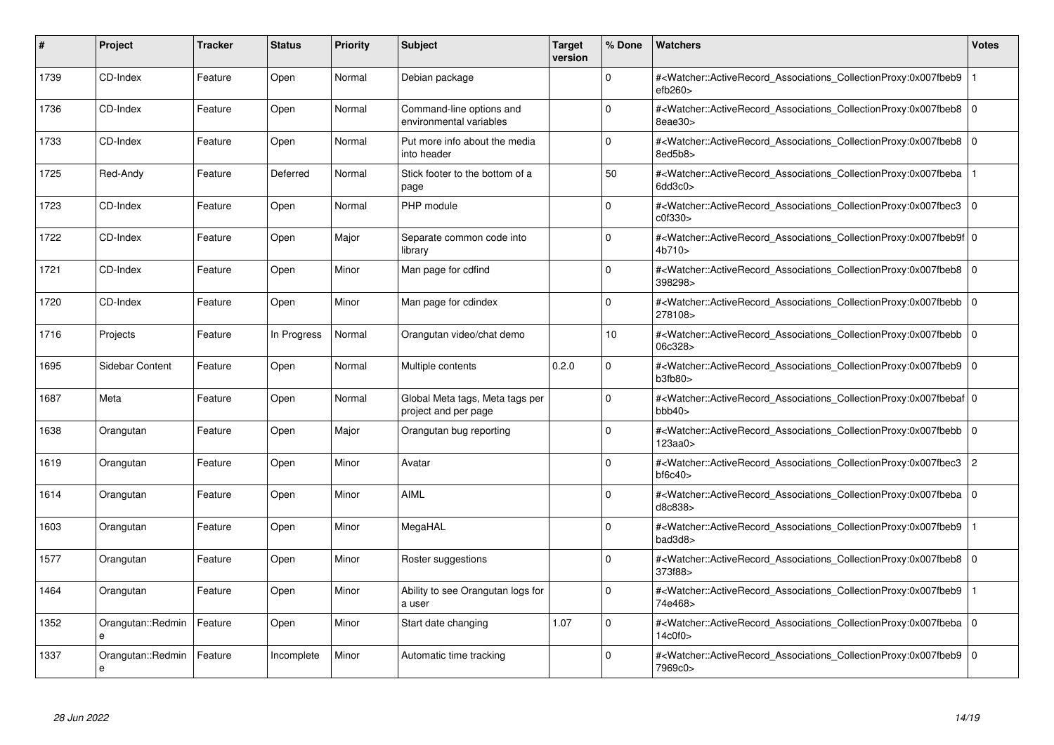| # | Project | Tracker | Status | Priority | Subject | Target version | % Done | Watchers | Votes |
|---|---|---|---|---|---|---|---|---|---|
| 1739 | CD-Index | Feature | Open | Normal | Debian package | | 0 | #<Watcher::ActiveRecord_Associations_CollectionProxy:0x007fbeb9efb260> | 1 |
| 1736 | CD-Index | Feature | Open | Normal | Command-line options and environmental variables | | 0 | #<Watcher::ActiveRecord_Associations_CollectionProxy:0x007fbeb88eae30> | 0 |
| 1733 | CD-Index | Feature | Open | Normal | Put more info about the media into header | | 0 | #<Watcher::ActiveRecord_Associations_CollectionProxy:0x007fbeb88ed5b8> | 0 |
| 1725 | Red-Andy | Feature | Deferred | Normal | Stick footer to the bottom of a page | | 50 | #<Watcher::ActiveRecord_Associations_CollectionProxy:0x007fbeba6dd3c0> | 1 |
| 1723 | CD-Index | Feature | Open | Normal | PHP module | | 0 | #<Watcher::ActiveRecord_Associations_CollectionProxy:0x007fbec3c0f330> | 0 |
| 1722 | CD-Index | Feature | Open | Major | Separate common code into library | | 0 | #<Watcher::ActiveRecord_Associations_CollectionProxy:0x007fbeb9f4b710> | 0 |
| 1721 | CD-Index | Feature | Open | Minor | Man page for cdfind | | 0 | #<Watcher::ActiveRecord_Associations_CollectionProxy:0x007fbeb8398298> | 0 |
| 1720 | CD-Index | Feature | Open | Minor | Man page for cdindex | | 0 | #<Watcher::ActiveRecord_Associations_CollectionProxy:0x007fbebb278108> | 0 |
| 1716 | Projects | Feature | In Progress | Normal | Orangutan video/chat demo | | 10 | #<Watcher::ActiveRecord_Associations_CollectionProxy:0x007fbebb06c328> | 0 |
| 1695 | Sidebar Content | Feature | Open | Normal | Multiple contents | 0.2.0 | 0 | #<Watcher::ActiveRecord_Associations_CollectionProxy:0x007fbeb9b3fb80> | 0 |
| 1687 | Meta | Feature | Open | Normal | Global Meta tags, Meta tags per project and per page | | 0 | #<Watcher::ActiveRecord_Associations_CollectionProxy:0x007fbebafbbb40> | 0 |
| 1638 | Orangutan | Feature | Open | Major | Orangutan bug reporting | | 0 | #<Watcher::ActiveRecord_Associations_CollectionProxy:0x007fbebb123aa0> | 0 |
| 1619 | Orangutan | Feature | Open | Minor | Avatar | | 0 | #<Watcher::ActiveRecord_Associations_CollectionProxy:0x007fbec3bf6c40> | 2 |
| 1614 | Orangutan | Feature | Open | Minor | AIML | | 0 | #<Watcher::ActiveRecord_Associations_CollectionProxy:0x007fbebad8c838> | 0 |
| 1603 | Orangutan | Feature | Open | Minor | MegaHAL | | 0 | #<Watcher::ActiveRecord_Associations_CollectionProxy:0x007fbeb9bad3d8> | 1 |
| 1577 | Orangutan | Feature | Open | Minor | Roster suggestions | | 0 | #<Watcher::ActiveRecord_Associations_CollectionProxy:0x007fbeb8373f88> | 0 |
| 1464 | Orangutan | Feature | Open | Minor | Ability to see Orangutan logs for a user | | 0 | #<Watcher::ActiveRecord_Associations_CollectionProxy:0x007fbeb974e468> | 1 |
| 1352 | Orangutan::Redmine | Feature | Open | Minor | Start date changing | 1.07 | 0 | #<Watcher::ActiveRecord_Associations_CollectionProxy:0x007fbeba14c0f0> | 0 |
| 1337 | Orangutan::Redmine | Feature | Incomplete | Minor | Automatic time tracking | | 0 | #<Watcher::ActiveRecord_Associations_CollectionProxy:0x007fbeb97969c0> | 0 |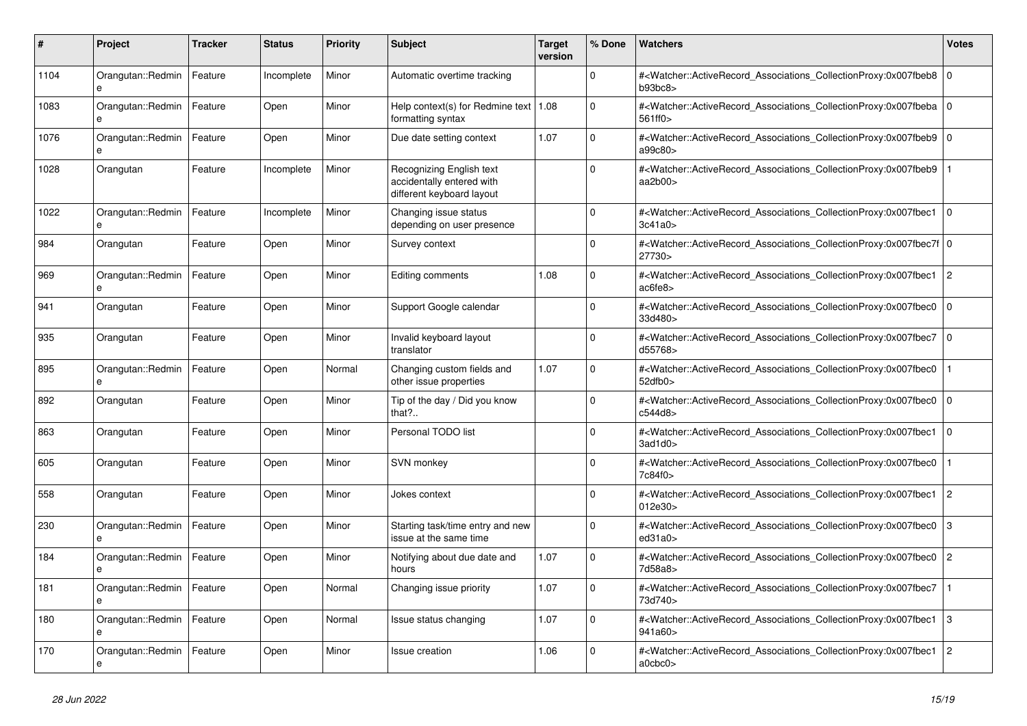| # | Project | Tracker | Status | Priority | Subject | Target version | % Done | Watchers | Votes |
|---|---|---|---|---|---|---|---|---|---|
| 1104 | Orangutan::Redmine | Feature | Incomplete | Minor | Automatic overtime tracking | | 0 | #<Watcher::ActiveRecord_Associations_CollectionProxy:0x007fbeb8b93bc8> | 0 |
| 1083 | Orangutan::Redmine | Feature | Open | Minor | Help context(s) for Redmine text formatting syntax | 1.08 | 0 | #<Watcher::ActiveRecord_Associations_CollectionProxy:0x007fbeba561ff0> | 0 |
| 1076 | Orangutan::Redmine | Feature | Open | Minor | Due date setting context | 1.07 | 0 | #<Watcher::ActiveRecord_Associations_CollectionProxy:0x007fbeb9a99c80> | 0 |
| 1028 | Orangutan | Feature | Incomplete | Minor | Recognizing English text accidentally entered with different keyboard layout | | 0 | #<Watcher::ActiveRecord_Associations_CollectionProxy:0x007fbeb9aa2b00> | 1 |
| 1022 | Orangutan::Redmine | Feature | Incomplete | Minor | Changing issue status depending on user presence | | 0 | #<Watcher::ActiveRecord_Associations_CollectionProxy:0x007fbec13c41a0> | 0 |
| 984 | Orangutan | Feature | Open | Minor | Survey context | | 0 | #<Watcher::ActiveRecord_Associations_CollectionProxy:0x007fbec7f27730> | 0 |
| 969 | Orangutan::Redmine | Feature | Open | Minor | Editing comments | 1.08 | 0 | #<Watcher::ActiveRecord_Associations_CollectionProxy:0x007fbec1ac6fe8> | 2 |
| 941 | Orangutan | Feature | Open | Minor | Support Google calendar | | 0 | #<Watcher::ActiveRecord_Associations_CollectionProxy:0x007fbec033d480> | 0 |
| 935 | Orangutan | Feature | Open | Minor | Invalid keyboard layout translator | | 0 | #<Watcher::ActiveRecord_Associations_CollectionProxy:0x007fbec7d55768> | 0 |
| 895 | Orangutan::Redmine | Feature | Open | Normal | Changing custom fields and other issue properties | 1.07 | 0 | #<Watcher::ActiveRecord_Associations_CollectionProxy:0x007fbec052dfb0> | 1 |
| 892 | Orangutan | Feature | Open | Minor | Tip of the day / Did you know that?.. | | 0 | #<Watcher::ActiveRecord_Associations_CollectionProxy:0x007fbec0c544d8> | 0 |
| 863 | Orangutan | Feature | Open | Minor | Personal TODO list | | 0 | #<Watcher::ActiveRecord_Associations_CollectionProxy:0x007fbec13ad1d0> | 0 |
| 605 | Orangutan | Feature | Open | Minor | SVN monkey | | 0 | #<Watcher::ActiveRecord_Associations_CollectionProxy:0x007fbec07c84f0> | 1 |
| 558 | Orangutan | Feature | Open | Minor | Jokes context | | 0 | #<Watcher::ActiveRecord_Associations_CollectionProxy:0x007fbec1012e30> | 2 |
| 230 | Orangutan::Redmine | Feature | Open | Minor | Starting task/time entry and new issue at the same time | | 0 | #<Watcher::ActiveRecord_Associations_CollectionProxy:0x007fbec0ed31a0> | 3 |
| 184 | Orangutan::Redmine | Feature | Open | Minor | Notifying about due date and hours | 1.07 | 0 | #<Watcher::ActiveRecord_Associations_CollectionProxy:0x007fbec07d58a8> | 2 |
| 181 | Orangutan::Redmine | Feature | Open | Normal | Changing issue priority | 1.07 | 0 | #<Watcher::ActiveRecord_Associations_CollectionProxy:0x007fbec773d740> | 1 |
| 180 | Orangutan::Redmine | Feature | Open | Normal | Issue status changing | 1.07 | 0 | #<Watcher::ActiveRecord_Associations_CollectionProxy:0x007fbec1941a60> | 3 |
| 170 | Orangutan::Redmine | Feature | Open | Minor | Issue creation | 1.06 | 0 | #<Watcher::ActiveRecord_Associations_CollectionProxy:0x007fbec1a0cbc0> | 2 |

*28 Jun 2022*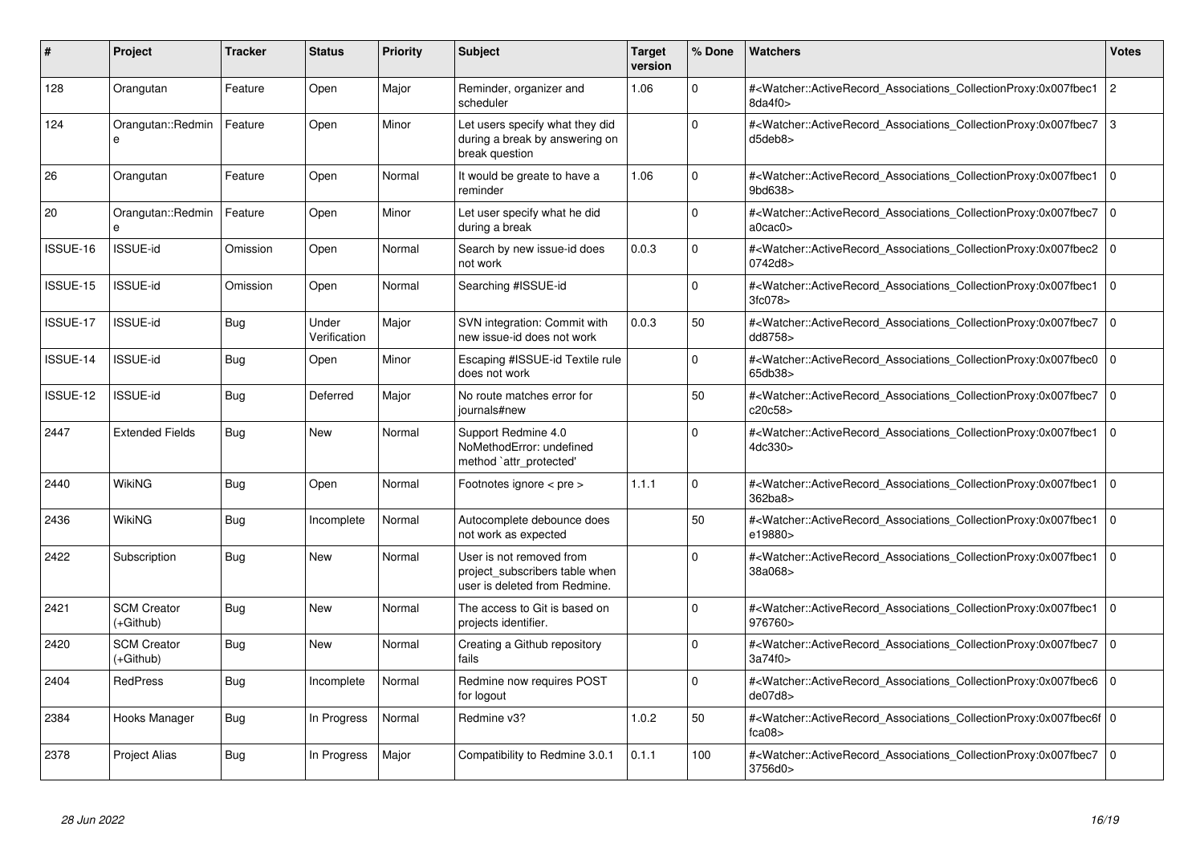| # | Project | Tracker | Status | Priority | Subject | Target version | % Done | Watchers | Votes |
|---|---|---|---|---|---|---|---|---|---|
| 128 | Orangutan | Feature | Open | Major | Reminder, organizer and scheduler | 1.06 | 0 | #<Watcher::ActiveRecord_Associations_CollectionProxy:0x007fbec18da4f0> | 2 |
| 124 | Orangutan::Redmine | Feature | Open | Minor | Let users specify what they did during a break by answering on break question | | 0 | #<Watcher::ActiveRecord_Associations_CollectionProxy:0x007fbec7d5deb8> | 3 |
| 26 | Orangutan | Feature | Open | Normal | It would be greate to have a reminder | 1.06 | 0 | #<Watcher::ActiveRecord_Associations_CollectionProxy:0x007fbec19bd638> | 0 |
| 20 | Orangutan::Redmine | Feature | Open | Minor | Let user specify what he did during a break | | 0 | #<Watcher::ActiveRecord_Associations_CollectionProxy:0x007fbec7a0cac0> | 0 |
| ISSUE-16 | ISSUE-id | Omission | Open | Normal | Search by new issue-id does not work | 0.0.3 | 0 | #<Watcher::ActiveRecord_Associations_CollectionProxy:0x007fbec20742d8> | 0 |
| ISSUE-15 | ISSUE-id | Omission | Open | Normal | Searching #ISSUE-id | | 0 | #<Watcher::ActiveRecord_Associations_CollectionProxy:0x007fbec13fc078> | 0 |
| ISSUE-17 | ISSUE-id | Bug | Under Verification | Major | SVN integration: Commit with new issue-id does not work | 0.0.3 | 50 | #<Watcher::ActiveRecord_Associations_CollectionProxy:0x007fbec7dd8758> | 0 |
| ISSUE-14 | ISSUE-id | Bug | Open | Minor | Escaping #ISSUE-id Textile rule does not work | | 0 | #<Watcher::ActiveRecord_Associations_CollectionProxy:0x007fbec065db38> | 0 |
| ISSUE-12 | ISSUE-id | Bug | Deferred | Major | No route matches error for journals#new | | 50 | #<Watcher::ActiveRecord_Associations_CollectionProxy:0x007fbec7c20c58> | 0 |
| 2447 | Extended Fields | Bug | New | Normal | Support Redmine 4.0 NoMethodError: undefined method `attr_protected' | | 0 | #<Watcher::ActiveRecord_Associations_CollectionProxy:0x007fbec14dc330> | 0 |
| 2440 | WikiNG | Bug | Open | Normal | Footnotes ignore < pre > | 1.1.1 | 0 | #<Watcher::ActiveRecord_Associations_CollectionProxy:0x007fbec1362ba8> | 0 |
| 2436 | WikiNG | Bug | Incomplete | Normal | Autocomplete debounce does not work as expected | | 50 | #<Watcher::ActiveRecord_Associations_CollectionProxy:0x007fbec1e19880> | 0 |
| 2422 | Subscription | Bug | New | Normal | User is not removed from project_subscribers table when user is deleted from Redmine. | | 0 | #<Watcher::ActiveRecord_Associations_CollectionProxy:0x007fbec138a068> | 0 |
| 2421 | SCM Creator (+Github) | Bug | New | Normal | The access to Git is based on projects identifier. | | 0 | #<Watcher::ActiveRecord_Associations_CollectionProxy:0x007fbec1976760> | 0 |
| 2420 | SCM Creator (+Github) | Bug | New | Normal | Creating a Github repository fails | | 0 | #<Watcher::ActiveRecord_Associations_CollectionProxy:0x007fbec73a74f0> | 0 |
| 2404 | RedPress | Bug | Incomplete | Normal | Redmine now requires POST for logout | | 0 | #<Watcher::ActiveRecord_Associations_CollectionProxy:0x007fbec6de07d8> | 0 |
| 2384 | Hooks Manager | Bug | In Progress | Normal | Redmine v3? | 1.0.2 | 50 | #<Watcher::ActiveRecord_Associations_CollectionProxy:0x007fbec6ffca08> | 0 |
| 2378 | Project Alias | Bug | In Progress | Major | Compatibility to Redmine 3.0.1 | 0.1.1 | 100 | #<Watcher::ActiveRecord_Associations_CollectionProxy:0x007fbec73756d0> | 0 |

*28 Jun 2022*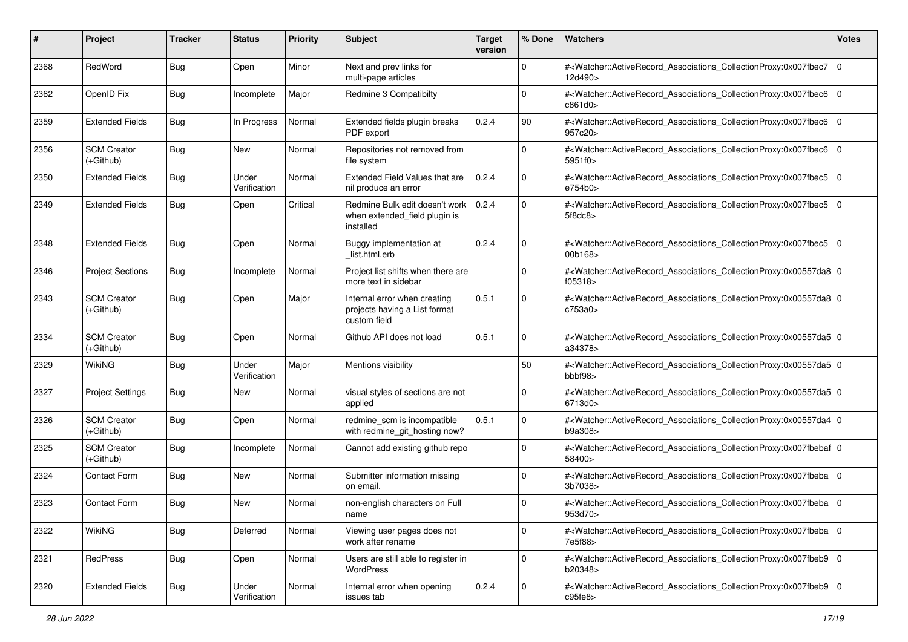| # | Project | Tracker | Status | Priority | Subject | Target version | % Done | Watchers | Votes |
|---|---|---|---|---|---|---|---|---|---|
| 2368 | RedWord | Bug | Open | Minor | Next and prev links for multi-page articles | | 0 | #<Watcher::ActiveRecord_Associations_CollectionProxy:0x007fbec712d490> | 0 |
| 2362 | OpenID Fix | Bug | Incomplete | Major | Redmine 3 Compatibilty | | 0 | #<Watcher::ActiveRecord_Associations_CollectionProxy:0x007fbec6c861d0> | 0 |
| 2359 | Extended Fields | Bug | In Progress | Normal | Extended fields plugin breaks PDF export | 0.2.4 | 90 | #<Watcher::ActiveRecord_Associations_CollectionProxy:0x007fbec6957c20> | 0 |
| 2356 | SCM Creator (+Github) | Bug | New | Normal | Repositories not removed from file system | | 0 | #<Watcher::ActiveRecord_Associations_CollectionProxy:0x007fbec65951f0> | 0 |
| 2350 | Extended Fields | Bug | Under Verification | Normal | Extended Field Values that are nil produce an error | 0.2.4 | 0 | #<Watcher::ActiveRecord_Associations_CollectionProxy:0x007fbec5e754b0> | 0 |
| 2349 | Extended Fields | Bug | Open | Critical | Redmine Bulk edit doesn't work when extended_field plugin is installed | 0.2.4 | 0 | #<Watcher::ActiveRecord_Associations_CollectionProxy:0x007fbec55f8dc8> | 0 |
| 2348 | Extended Fields | Bug | Open | Normal | Buggy implementation at _list.html.erb | 0.2.4 | 0 | #<Watcher::ActiveRecord_Associations_CollectionProxy:0x007fbec500b168> | 0 |
| 2346 | Project Sections | Bug | Incomplete | Normal | Project list shifts when there are more text in sidebar | | 0 | #<Watcher::ActiveRecord_Associations_CollectionProxy:0x00557da8f05318> | 0 |
| 2343 | SCM Creator (+Github) | Bug | Open | Major | Internal error when creating projects having a List format custom field | 0.5.1 | 0 | #<Watcher::ActiveRecord_Associations_CollectionProxy:0x00557da8c753a0> | 0 |
| 2334 | SCM Creator (+Github) | Bug | Open | Normal | Github API does not load | 0.5.1 | 0 | #<Watcher::ActiveRecord_Associations_CollectionProxy:0x00557da5a34378> | 0 |
| 2329 | WikiNG | Bug | Under Verification | Major | Mentions visibility | | 50 | #<Watcher::ActiveRecord_Associations_CollectionProxy:0x00557da5bbbf98> | 0 |
| 2327 | Project Settings | Bug | New | Normal | visual styles of sections are not applied | | 0 | #<Watcher::ActiveRecord_Associations_CollectionProxy:0x00557da56713d0> | 0 |
| 2326 | SCM Creator (+Github) | Bug | Open | Normal | redmine_scm is incompatible with redmine_git_hosting now? | 0.5.1 | 0 | #<Watcher::ActiveRecord_Associations_CollectionProxy:0x00557da4b9a308> | 0 |
| 2325 | SCM Creator (+Github) | Bug | Incomplete | Normal | Cannot add existing github repo | | 0 | #<Watcher::ActiveRecord_Associations_CollectionProxy:0x007fbebaf58400> | 0 |
| 2324 | Contact Form | Bug | New | Normal | Submitter information missing on email. | | 0 | #<Watcher::ActiveRecord_Associations_CollectionProxy:0x007fbeba3b7038> | 0 |
| 2323 | Contact Form | Bug | New | Normal | non-english characters on Full name | | 0 | #<Watcher::ActiveRecord_Associations_CollectionProxy:0x007fbeba953d70> | 0 |
| 2322 | WikiNG | Bug | Deferred | Normal | Viewing user pages does not work after rename | | 0 | #<Watcher::ActiveRecord_Associations_CollectionProxy:0x007fbeba7e5f88> | 0 |
| 2321 | RedPress | Bug | Open | Normal | Users are still able to register in WordPress | | 0 | #<Watcher::ActiveRecord_Associations_CollectionProxy:0x007fbeb9b20348> | 0 |
| 2320 | Extended Fields | Bug | Under Verification | Normal | Internal error when opening issues tab | 0.2.4 | 0 | #<Watcher::ActiveRecord_Associations_CollectionProxy:0x007fbeb9c95fe8> | 0 |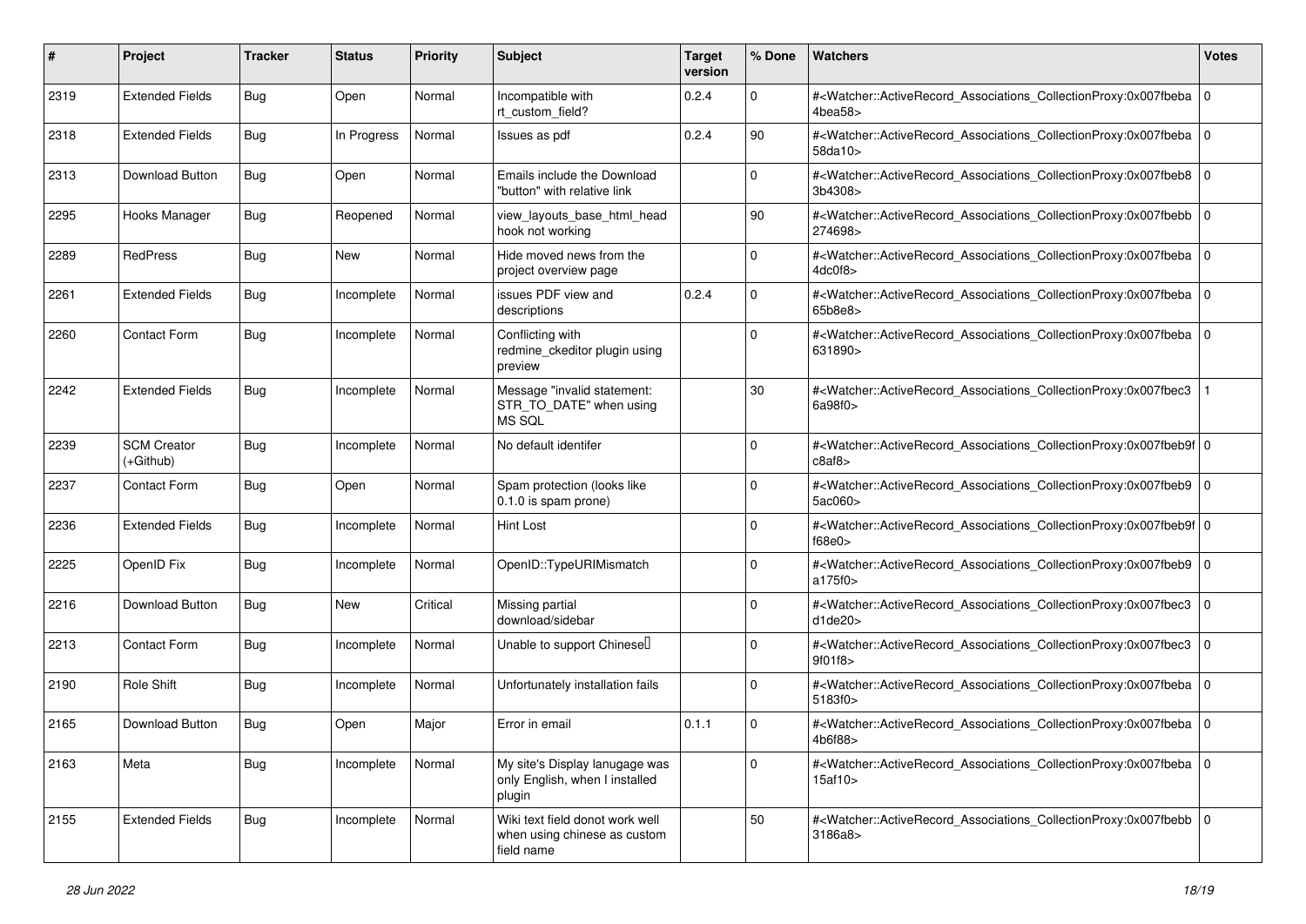| # | Project | Tracker | Status | Priority | Subject | Target version | % Done | Watchers | Votes |
|---|---|---|---|---|---|---|---|---|---|
| 2319 | Extended Fields | Bug | Open | Normal | Incompatible with rt_custom_field? | 0.2.4 | 0 | #<Watcher::ActiveRecord_Associations_CollectionProxy:0x007fbeba4bea58> | 0 |
| 2318 | Extended Fields | Bug | In Progress | Normal | Issues as pdf | 0.2.4 | 90 | #<Watcher::ActiveRecord_Associations_CollectionProxy:0x007fbeba58da10> | 0 |
| 2313 | Download Button | Bug | Open | Normal | Emails include the Download "button" with relative link | | 0 | #<Watcher::ActiveRecord_Associations_CollectionProxy:0x007fbeb83b4308> | 0 |
| 2295 | Hooks Manager | Bug | Reopened | Normal | view_layouts_base_html_head hook not working | | 90 | #<Watcher::ActiveRecord_Associations_CollectionProxy:0x007fbebb274698> | 0 |
| 2289 | RedPress | Bug | New | Normal | Hide moved news from the project overview page | | 0 | #<Watcher::ActiveRecord_Associations_CollectionProxy:0x007fbeba4dc0f8> | 0 |
| 2261 | Extended Fields | Bug | Incomplete | Normal | issues PDF view and descriptions | 0.2.4 | 0 | #<Watcher::ActiveRecord_Associations_CollectionProxy:0x007fbeba65b8e8> | 0 |
| 2260 | Contact Form | Bug | Incomplete | Normal | Conflicting with redmine_ckeditor plugin using preview | | 0 | #<Watcher::ActiveRecord_Associations_CollectionProxy:0x007fbeba631890> | 0 |
| 2242 | Extended Fields | Bug | Incomplete | Normal | Message "invalid statement: STR_TO_DATE" when using MS SQL | | 30 | #<Watcher::ActiveRecord_Associations_CollectionProxy:0x007fbec36a98f0> | 1 |
| 2239 | SCM Creator (+Github) | Bug | Incomplete | Normal | No default identifer | | 0 | #<Watcher::ActiveRecord_Associations_CollectionProxy:0x007fbeb9fc8af8> | 0 |
| 2237 | Contact Form | Bug | Open | Normal | Spam protection (looks like 0.1.0 is spam prone) | | 0 | #<Watcher::ActiveRecord_Associations_CollectionProxy:0x007fbeb95ac060> | 0 |
| 2236 | Extended Fields | Bug | Incomplete | Normal | Hint Lost | | 0 | #<Watcher::ActiveRecord_Associations_CollectionProxy:0x007fbeb9ff68e0> | 0 |
| 2225 | OpenID Fix | Bug | Incomplete | Normal | OpenID::TypeURIMismatch | | 0 | #<Watcher::ActiveRecord_Associations_CollectionProxy:0x007fbeb9a175f0> | 0 |
| 2216 | Download Button | Bug | New | Critical | Missing partial download/sidebar | | 0 | #<Watcher::ActiveRecord_Associations_CollectionProxy:0x007fbec3d1de20> | 0 |
| 2213 | Contact Form | Bug | Incomplete | Normal | Unable to support Chinese | | 0 | #<Watcher::ActiveRecord_Associations_CollectionProxy:0x007fbec39f01f8> | 0 |
| 2190 | Role Shift | Bug | Incomplete | Normal | Unfortunately installation fails | | 0 | #<Watcher::ActiveRecord_Associations_CollectionProxy:0x007fbeba5183f0> | 0 |
| 2165 | Download Button | Bug | Open | Major | Error in email | 0.1.1 | 0 | #<Watcher::ActiveRecord_Associations_CollectionProxy:0x007fbeba4b6f88> | 0 |
| 2163 | Meta | Bug | Incomplete | Normal | My site's Display lanugage was only English, when I installed plugin | | 0 | #<Watcher::ActiveRecord_Associations_CollectionProxy:0x007fbeba15af10> | 0 |
| 2155 | Extended Fields | Bug | Incomplete | Normal | Wiki text field donot work well when using chinese as custom field name | | 50 | #<Watcher::ActiveRecord_Associations_CollectionProxy:0x007fbebb3186a8> | 0 |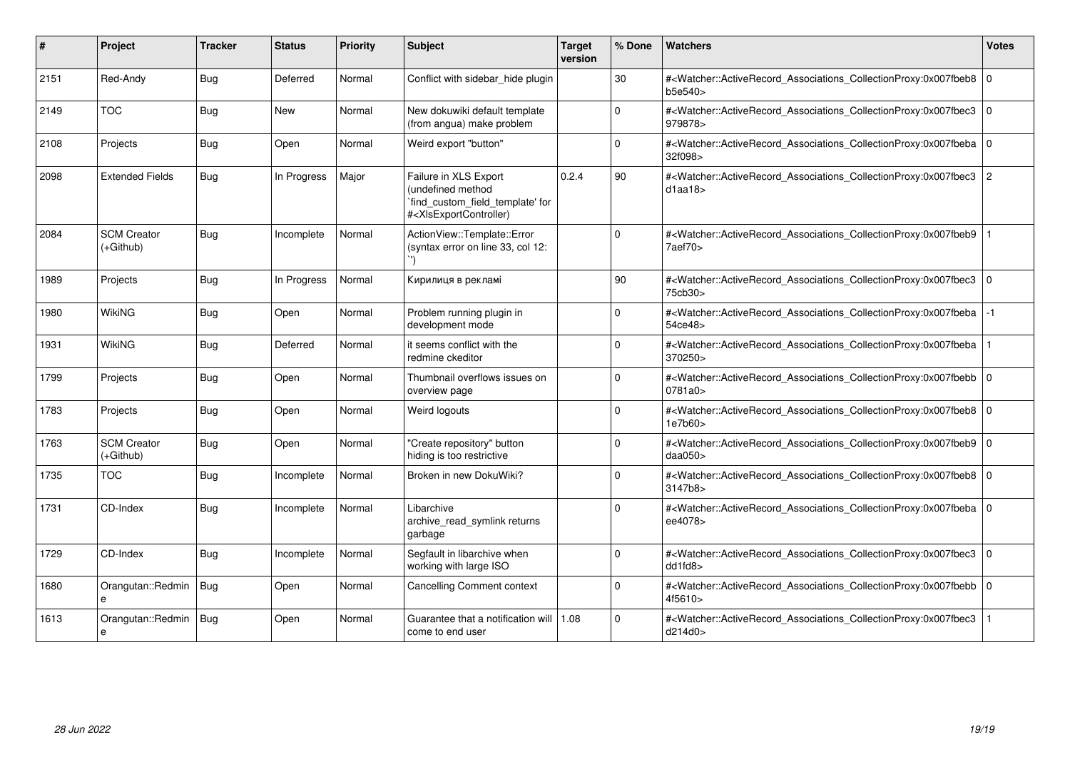| # | Project | Tracker | Status | Priority | Subject | Target version | % Done | Watchers | Votes |
|---|---|---|---|---|---|---|---|---|---|
| 2151 | Red-Andy | Bug | Deferred | Normal | Conflict with sidebar_hide plugin | | 30 | #<Watcher::ActiveRecord_Associations_CollectionProxy:0x007fbeb8b5e540> | 0 |
| 2149 | TOC | Bug | New | Normal | New dokuwiki default template (from angua) make problem | | 0 | #<Watcher::ActiveRecord_Associations_CollectionProxy:0x007fbec3979878> | 0 |
| 2108 | Projects | Bug | Open | Normal | Weird export "button" | | 0 | #<Watcher::ActiveRecord_Associations_CollectionProxy:0x007fbeba32f098> | 0 |
| 2098 | Extended Fields | Bug | In Progress | Major | Failure in XLS Export (undefined method `find_custom_field_template' for #<XlsExportController) | 0.2.4 | 90 | #<Watcher::ActiveRecord_Associations_CollectionProxy:0x007fbec3d1aa18> | 2 |
| 2084 | SCM Creator (+Github) | Bug | Incomplete | Normal | ActionView::Template::Error (syntax error on line 33, col 12: ``) | | 0 | #<Watcher::ActiveRecord_Associations_CollectionProxy:0x007fbeb97aef70> | 1 |
| 1989 | Projects | Bug | In Progress | Normal | Кирилиця в рекламі | | 90 | #<Watcher::ActiveRecord_Associations_CollectionProxy:0x007fbec375cb30> | 0 |
| 1980 | WikiNG | Bug | Open | Normal | Problem running plugin in development mode | | 0 | #<Watcher::ActiveRecord_Associations_CollectionProxy:0x007fbeba54ce48> | -1 |
| 1931 | WikiNG | Bug | Deferred | Normal | it seems conflict with the redmine ckeditor | | 0 | #<Watcher::ActiveRecord_Associations_CollectionProxy:0x007fbeba370250> | 1 |
| 1799 | Projects | Bug | Open | Normal | Thumbnail overflows issues on overview page | | 0 | #<Watcher::ActiveRecord_Associations_CollectionProxy:0x007fbebb0781a0> | 0 |
| 1783 | Projects | Bug | Open | Normal | Weird logouts | | 0 | #<Watcher::ActiveRecord_Associations_CollectionProxy:0x007fbeb81e7b60> | 0 |
| 1763 | SCM Creator (+Github) | Bug | Open | Normal | "Create repository" button hiding is too restrictive | | 0 | #<Watcher::ActiveRecord_Associations_CollectionProxy:0x007fbeb9daa050> | 0 |
| 1735 | TOC | Bug | Incomplete | Normal | Broken in new DokuWiki? | | 0 | #<Watcher::ActiveRecord_Associations_CollectionProxy:0x007fbeb83147b8> | 0 |
| 1731 | CD-Index | Bug | Incomplete | Normal | Libarchive archive_read_symlink returns garbage | | 0 | #<Watcher::ActiveRecord_Associations_CollectionProxy:0x007fbebaee4078> | 0 |
| 1729 | CD-Index | Bug | Incomplete | Normal | Segfault in libarchive when working with large ISO | | 0 | #<Watcher::ActiveRecord_Associations_CollectionProxy:0x007fbec3dd1fd8> | 0 |
| 1680 | Orangutan::Redmine | Bug | Open | Normal | Cancelling Comment context | | 0 | #<Watcher::ActiveRecord_Associations_CollectionProxy:0x007fbebb4f5610> | 0 |
| 1613 | Orangutan::Redmine | Bug | Open | Normal | Guarantee that a notification will come to end user | 1.08 | 0 | #<Watcher::ActiveRecord_Associations_CollectionProxy:0x007fbec3d214d0> | 1 |

*28 Jun 2022*